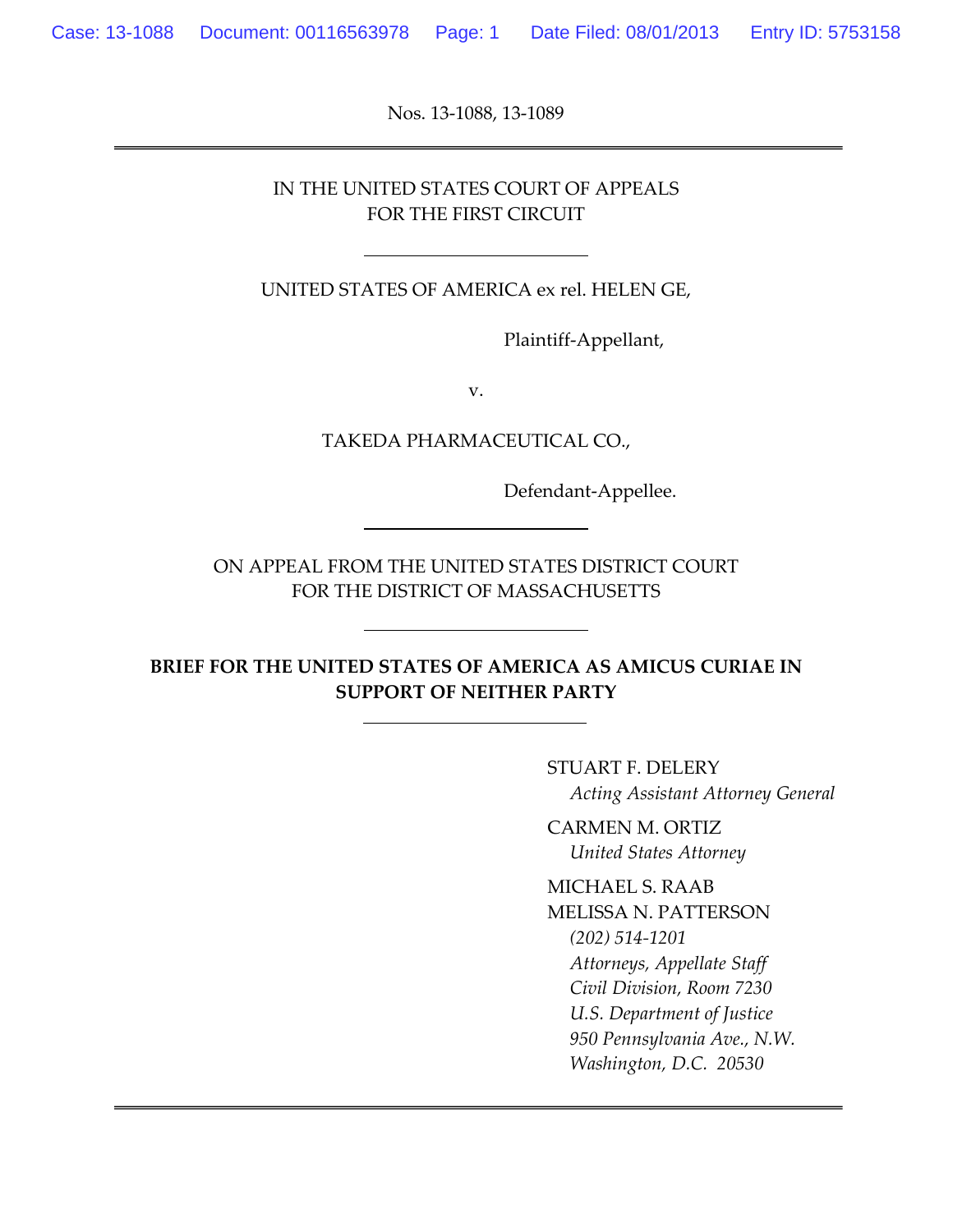Nos. 13-1088, 13-1089

---

IN THE UNITED STATES COURT OF APPEALS
FOR THE FIRST CIRCUIT

---

UNITED STATES OF AMERICA ex rel. HELEN GE,

Plaintiff-Appellant,

v.

TAKEDA PHARMACEUTICAL CO.,

Defendant-Appellee.

---

ON APPEAL FROM THE UNITED STATES DISTRICT COURT
FOR THE DISTRICT OF MASSACHUSETTS

---

**BRIEF FOR THE UNITED STATES OF AMERICA AS AMICUS CURIAE IN SUPPORT OF NEITHER PARTY**

---

STUART F. DELERY
*Acting Assistant Attorney General*

CARMEN M. ORTIZ
*United States Attorney*

MICHAEL S. RAAB
MELISSA N. PATTERSON
*(202) 514-1201*
*Attorneys, Appellate Staff*
*Civil Division, Room 7230*
*U.S. Department of Justice*
*950 Pennsylvania Ave., N.W.*
*Washington, D.C. 20530*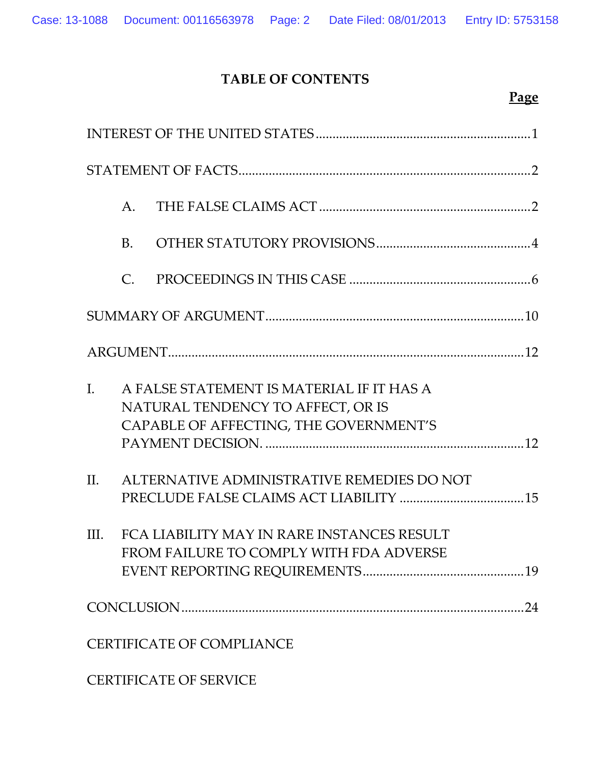# TABLE OF CONTENTS

| | Page |
|---|---|
| INTEREST OF THE UNITED STATES | 1 |
| STATEMENT OF FACTS | 2 |
| A. THE FALSE CLAIMS ACT | 2 |
| B. OTHER STATUTORY PROVISIONS | 4 |
| C. PROCEEDINGS IN THIS CASE | 6 |
| SUMMARY OF ARGUMENT | 10 |
| ARGUMENT | 12 |
| I. A FALSE STATEMENT IS MATERIAL IF IT HAS A NATURAL TENDENCY TO AFFECT, OR IS CAPABLE OF AFFECTING, THE GOVERNMENT'S PAYMENT DECISION. | 12 |
| II. ALTERNATIVE ADMINISTRATIVE REMEDIES DO NOT PRECLUDE FALSE CLAIMS ACT LIABILITY | 15 |
| III. FCA LIABILITY MAY IN RARE INSTANCES RESULT FROM FAILURE TO COMPLY WITH FDA ADVERSE EVENT REPORTING REQUIREMENTS | 19 |
| CONCLUSION | 24 |
| CERTIFICATE OF COMPLIANCE | |
| CERTIFICATE OF SERVICE | |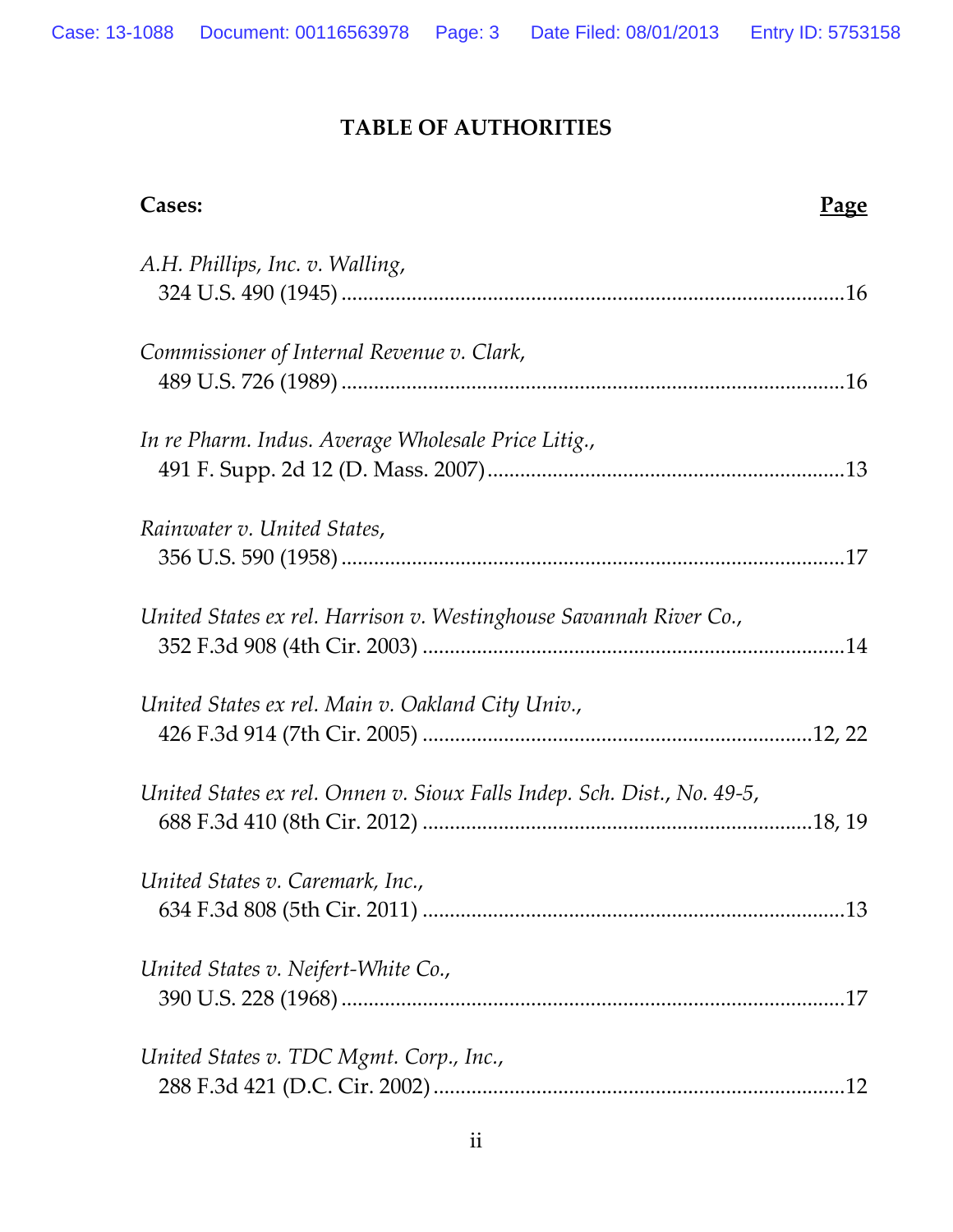# TABLE OF AUTHORITIES

| **Cases:** | **Page** |
|---|---|
| *A.H. Phillips, Inc. v. Walling*, 324 U.S. 490 (1945) | 16 |
| *Commissioner of Internal Revenue v. Clark*, 489 U.S. 726 (1989) | 16 |
| *In re Pharm. Indus. Average Wholesale Price Litig.*, 491 F. Supp. 2d 12 (D. Mass. 2007) | 13 |
| *Rainwater v. United States*, 356 U.S. 590 (1958) | 17 |
| *United States ex rel. Harrison v. Westinghouse Savannah River Co.*, 352 F.3d 908 (4th Cir. 2003) | 14 |
| *United States ex rel. Main v. Oakland City Univ.*, 426 F.3d 914 (7th Cir. 2005) | 12, 22 |
| *United States ex rel. Onnen v. Sioux Falls Indep. Sch. Dist., No. 49-5*, 688 F.3d 410 (8th Cir. 2012) | 18, 19 |
| *United States v. Caremark, Inc.*, 634 F.3d 808 (5th Cir. 2011) | 13 |
| *United States v. Neifert-White Co.*, 390 U.S. 228 (1968) | 17 |
| *United States v. TDC Mgmt. Corp., Inc.*, 288 F.3d 421 (D.C. Cir. 2002) | 12 |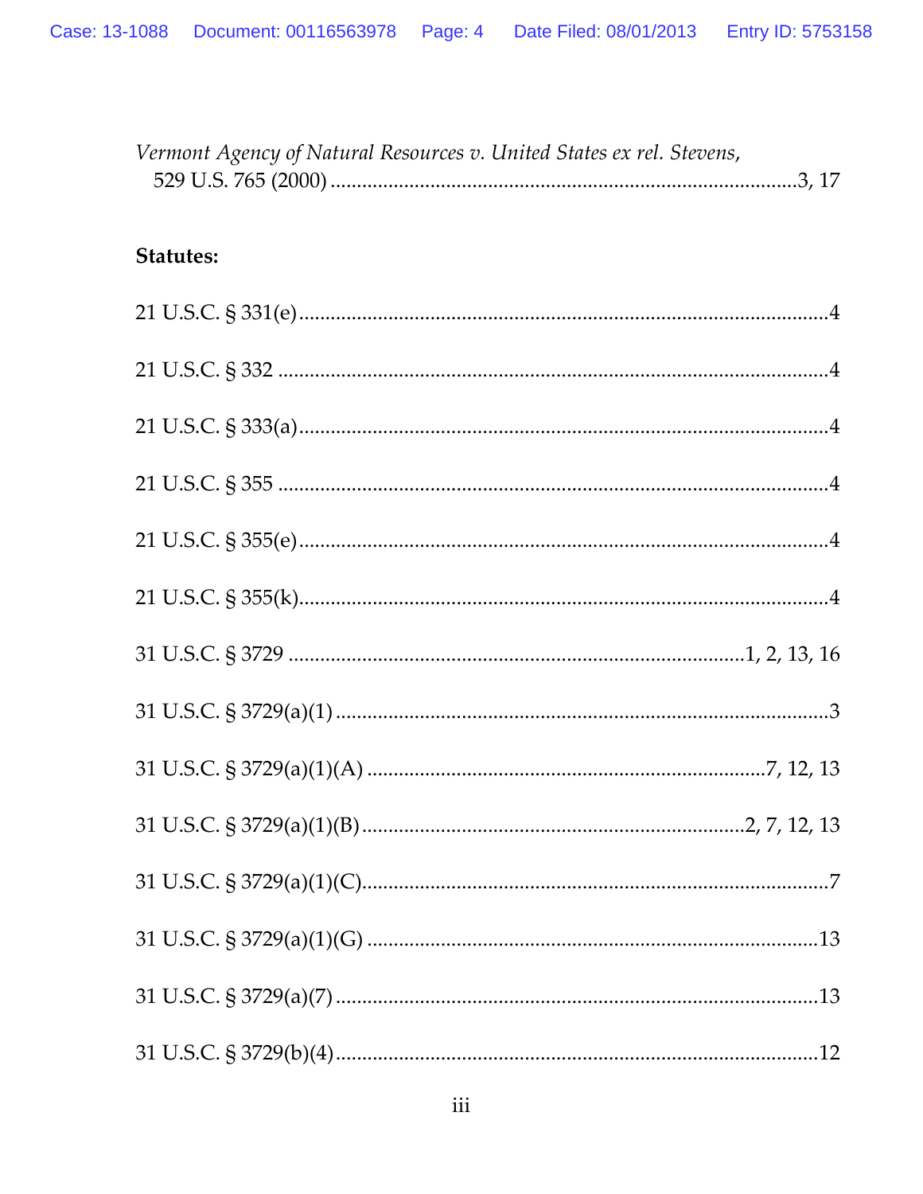*Vermont Agency of Natural Resources v. United States ex rel. Stevens*,
529 U.S. 765 (2000) ........................................................................................3, 17

**Statutes:**

21 U.S.C. § 331(e) ....................................................................................................4

21 U.S.C. § 332 ........................................................................................................4

21 U.S.C. § 333(a) ....................................................................................................4

21 U.S.C. § 355 ........................................................................................................4

21 U.S.C. § 355(e) ....................................................................................................4

21 U.S.C. § 355(k) ....................................................................................................4

31 U.S.C. § 3729 ......................................................................................1, 2, 13, 16

31 U.S.C. § 3729(a)(1) ............................................................................................3

31 U.S.C. § 3729(a)(1)(A) ......................................................................7, 12, 13

31 U.S.C. § 3729(a)(1)(B) ....................................................................2, 7, 12, 13

31 U.S.C. § 3729(a)(1)(C) ........................................................................................7

31 U.S.C. § 3729(a)(1)(G) ......................................................................................13

31 U.S.C. § 3729(a)(7) ............................................................................................13

31 U.S.C. § 3729(b)(4) ............................................................................................12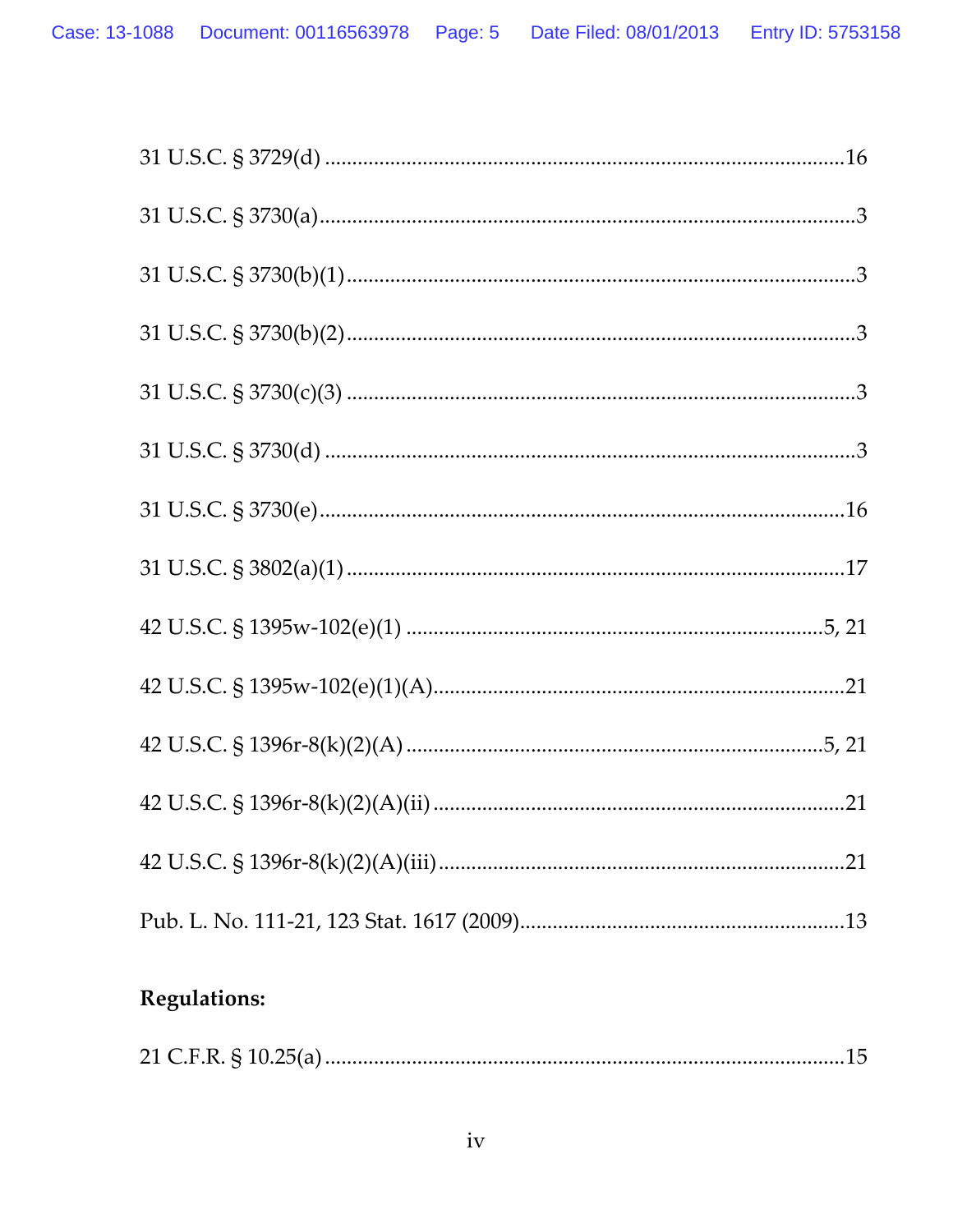31 U.S.C. § 3729(d) ..........................................................................................16

31 U.S.C. § 3730(a)..............................................................................................3

31 U.S.C. § 3730(b)(1)..........................................................................................3

31 U.S.C. § 3730(b)(2)..........................................................................................3

31 U.S.C. § 3730(c)(3) ..........................................................................................3

31 U.S.C. § 3730(d) ..............................................................................................3

31 U.S.C. § 3730(e)..............................................................................................16

31 U.S.C. § 3802(a)(1) ........................................................................................17

42 U.S.C. § 1395w-102(e)(1) ........................................................................5, 21

42 U.S.C. § 1395w-102(e)(1)(A).......................................................................21

42 U.S.C. § 1396r-8(k)(2)(A) ........................................................................5, 21

42 U.S.C. § 1396r-8(k)(2)(A)(ii) ......................................................................21

42 U.S.C. § 1396r-8(k)(2)(A)(iii)......................................................................21

Pub. L. No. 111-21, 123 Stat. 1617 (2009)......................................................13

**Regulations:**

21 C.F.R. § 10.25(a) ..........................................................................................15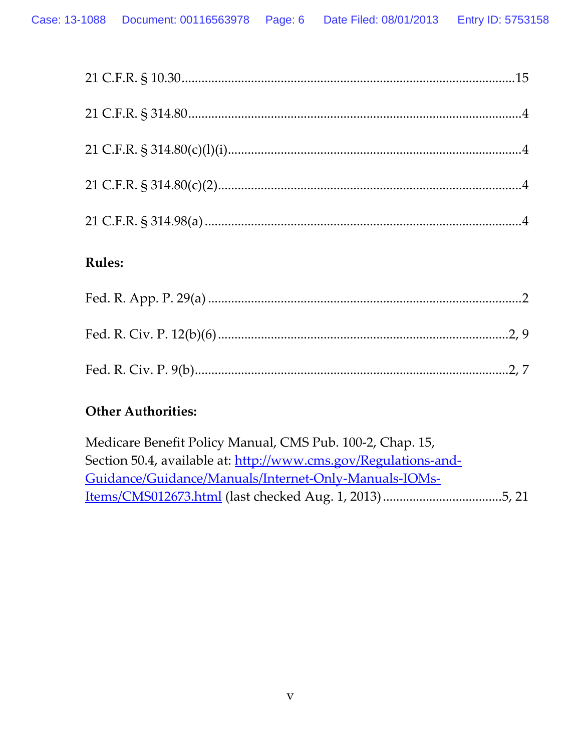21 C.F.R. § 10.30 ........................................................................................15

21 C.F.R. § 314.80 ........................................................................................4

21 C.F.R. § 314.80(c)(l)(i) ..............................................................................4

21 C.F.R. § 314.80(c)(2) .................................................................................4

21 C.F.R. § 314.98(a) .....................................................................................4

**Rules:**

Fed. R. App. P. 29(a) ......................................................................................2

Fed. R. Civ. P. 12(b)(6) .............................................................................2, 9

Fed. R. Civ. P. 9(b) ...................................................................................2, 7

**Other Authorities:**

Medicare Benefit Policy Manual, CMS Pub. 100-2, Chap. 15, Section 50.4, available at: http://www.cms.gov/Regulations-and-Guidance/Guidance/Manuals/Internet-Only-Manuals-IOMs-Items/CMS012673.html (last checked Aug. 1, 2013) ..................................5, 21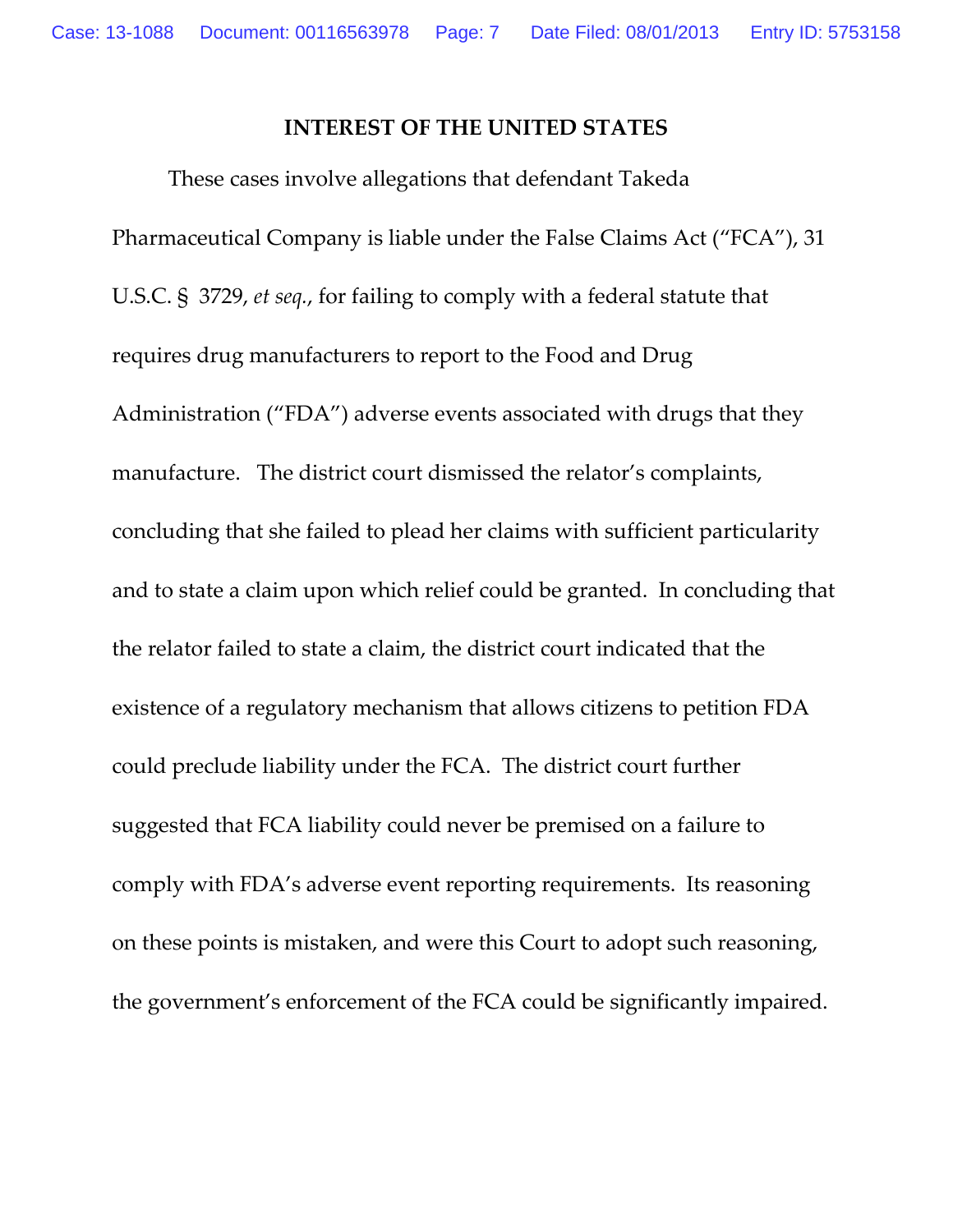## INTEREST OF THE UNITED STATES

These cases involve allegations that defendant Takeda Pharmaceutical Company is liable under the False Claims Act ("FCA"), 31 U.S.C. § 3729, *et seq.*, for failing to comply with a federal statute that requires drug manufacturers to report to the Food and Drug Administration ("FDA") adverse events associated with drugs that they manufacture. The district court dismissed the relator's complaints, concluding that she failed to plead her claims with sufficient particularity and to state a claim upon which relief could be granted. In concluding that the relator failed to state a claim, the district court indicated that the existence of a regulatory mechanism that allows citizens to petition FDA could preclude liability under the FCA. The district court further suggested that FCA liability could never be premised on a failure to comply with FDA's adverse event reporting requirements. Its reasoning on these points is mistaken, and were this Court to adopt such reasoning, the government's enforcement of the FCA could be significantly impaired.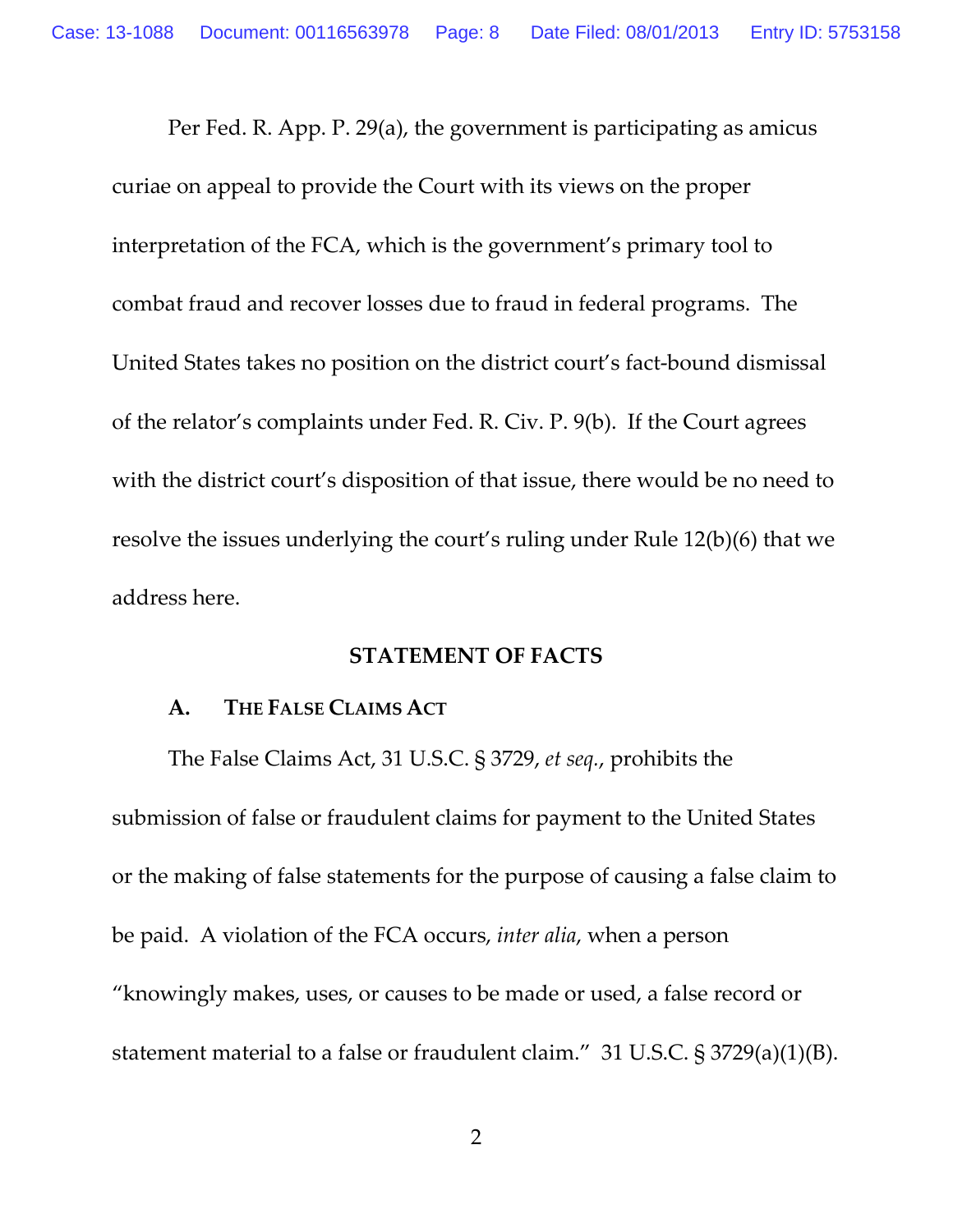Per Fed. R. App. P. 29(a), the government is participating as amicus curiae on appeal to provide the Court with its views on the proper interpretation of the FCA, which is the government's primary tool to combat fraud and recover losses due to fraud in federal programs. The United States takes no position on the district court's fact-bound dismissal of the relator's complaints under Fed. R. Civ. P. 9(b). If the Court agrees with the district court's disposition of that issue, there would be no need to resolve the issues underlying the court's ruling under Rule 12(b)(6) that we address here.

## STATEMENT OF FACTS

### A. The False Claims Act

The False Claims Act, 31 U.S.C. § 3729, *et seq.*, prohibits the submission of false or fraudulent claims for payment to the United States or the making of false statements for the purpose of causing a false claim to be paid. A violation of the FCA occurs, *inter alia*, when a person "knowingly makes, uses, or causes to be made or used, a false record or statement material to a false or fraudulent claim." 31 U.S.C. § 3729(a)(1)(B).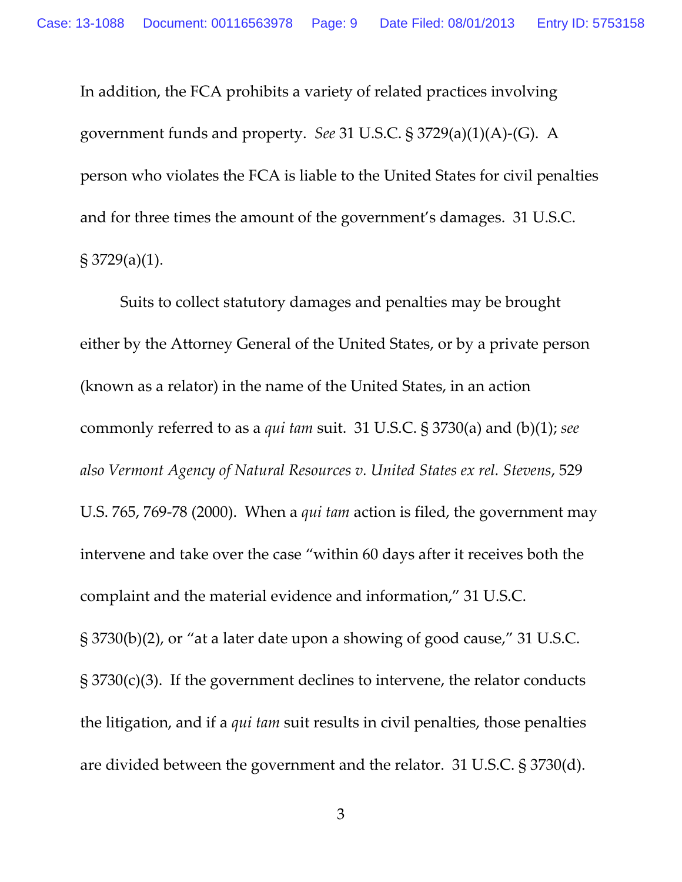In addition, the FCA prohibits a variety of related practices involving government funds and property. *See* 31 U.S.C. § 3729(a)(1)(A)-(G). A person who violates the FCA is liable to the United States for civil penalties and for three times the amount of the government's damages. 31 U.S.C. § 3729(a)(1).

Suits to collect statutory damages and penalties may be brought either by the Attorney General of the United States, or by a private person (known as a relator) in the name of the United States, in an action commonly referred to as a *qui tam* suit. 31 U.S.C. § 3730(a) and (b)(1); *see also Vermont Agency of Natural Resources v. United States ex rel. Stevens*, 529 U.S. 765, 769-78 (2000). When a *qui tam* action is filed, the government may intervene and take over the case "within 60 days after it receives both the complaint and the material evidence and information," 31 U.S.C. § 3730(b)(2), or "at a later date upon a showing of good cause," 31 U.S.C. § 3730(c)(3). If the government declines to intervene, the relator conducts the litigation, and if a *qui tam* suit results in civil penalties, those penalties are divided between the government and the relator. 31 U.S.C. § 3730(d).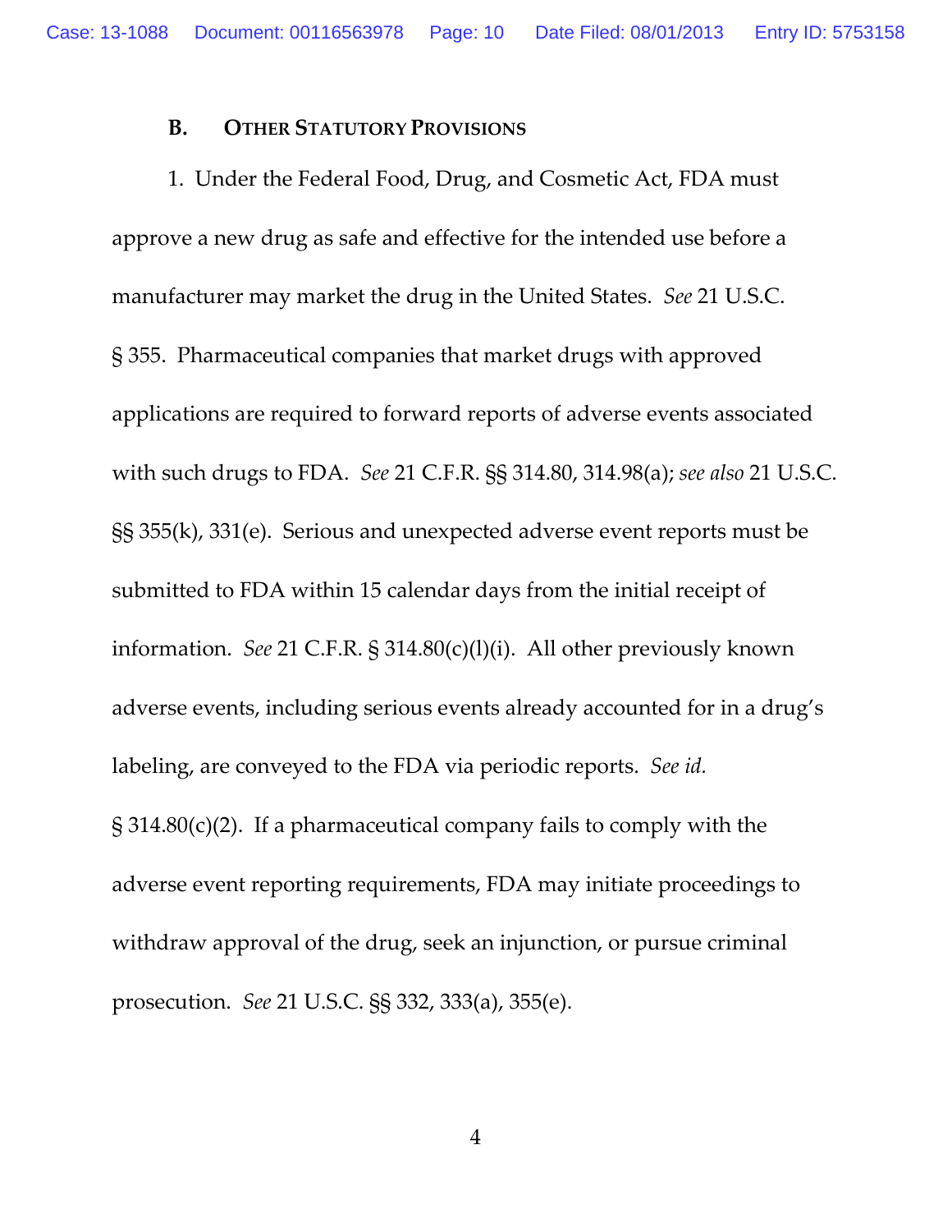### B. OTHER STATUTORY PROVISIONS

1. Under the Federal Food, Drug, and Cosmetic Act, FDA must approve a new drug as safe and effective for the intended use before a manufacturer may market the drug in the United States. *See* 21 U.S.C. § 355. Pharmaceutical companies that market drugs with approved applications are required to forward reports of adverse events associated with such drugs to FDA. *See* 21 C.F.R. §§ 314.80, 314.98(a); *see also* 21 U.S.C. §§ 355(k), 331(e). Serious and unexpected adverse event reports must be submitted to FDA within 15 calendar days from the initial receipt of information. *See* 21 C.F.R. § 314.80(c)(l)(i). All other previously known adverse events, including serious events already accounted for in a drug's labeling, are conveyed to the FDA via periodic reports. *See id.* § 314.80(c)(2). If a pharmaceutical company fails to comply with the adverse event reporting requirements, FDA may initiate proceedings to withdraw approval of the drug, seek an injunction, or pursue criminal prosecution. *See* 21 U.S.C. §§ 332, 333(a), 355(e).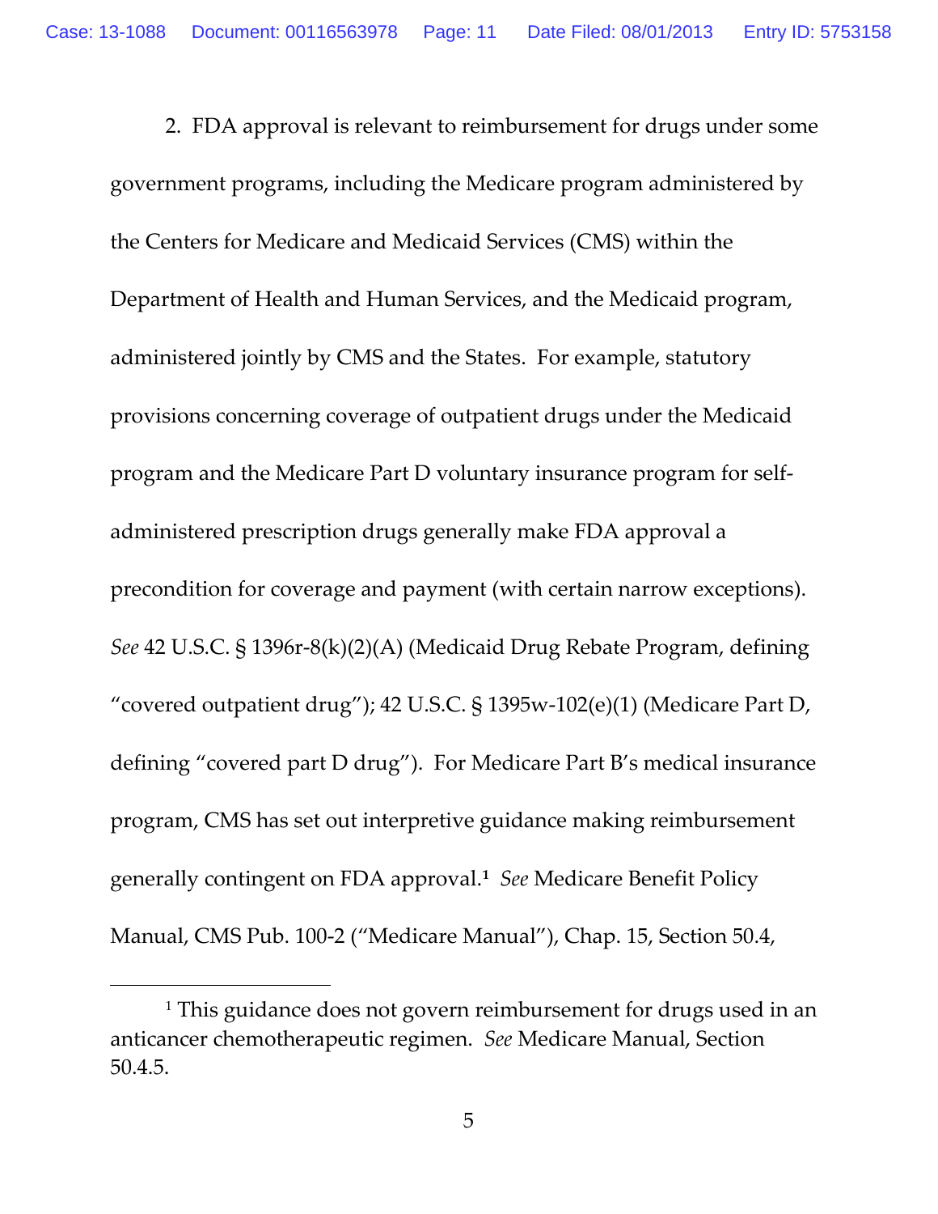2. FDA approval is relevant to reimbursement for drugs under some government programs, including the Medicare program administered by the Centers for Medicare and Medicaid Services (CMS) within the Department of Health and Human Services, and the Medicaid program, administered jointly by CMS and the States. For example, statutory provisions concerning coverage of outpatient drugs under the Medicaid program and the Medicare Part D voluntary insurance program for self-administered prescription drugs generally make FDA approval a precondition for coverage and payment (with certain narrow exceptions). *See* 42 U.S.C. § 1396r-8(k)(2)(A) (Medicaid Drug Rebate Program, defining "covered outpatient drug"); 42 U.S.C. § 1395w-102(e)(1) (Medicare Part D, defining "covered part D drug"). For Medicare Part B's medical insurance program, CMS has set out interpretive guidance making reimbursement generally contingent on FDA approval.[1] *See* Medicare Benefit Policy Manual, CMS Pub. 100-2 ("Medicare Manual"), Chap. 15, Section 50.4,

---

[1] This guidance does not govern reimbursement for drugs used in an anticancer chemotherapeutic regimen. *See* Medicare Manual, Section 50.4.5.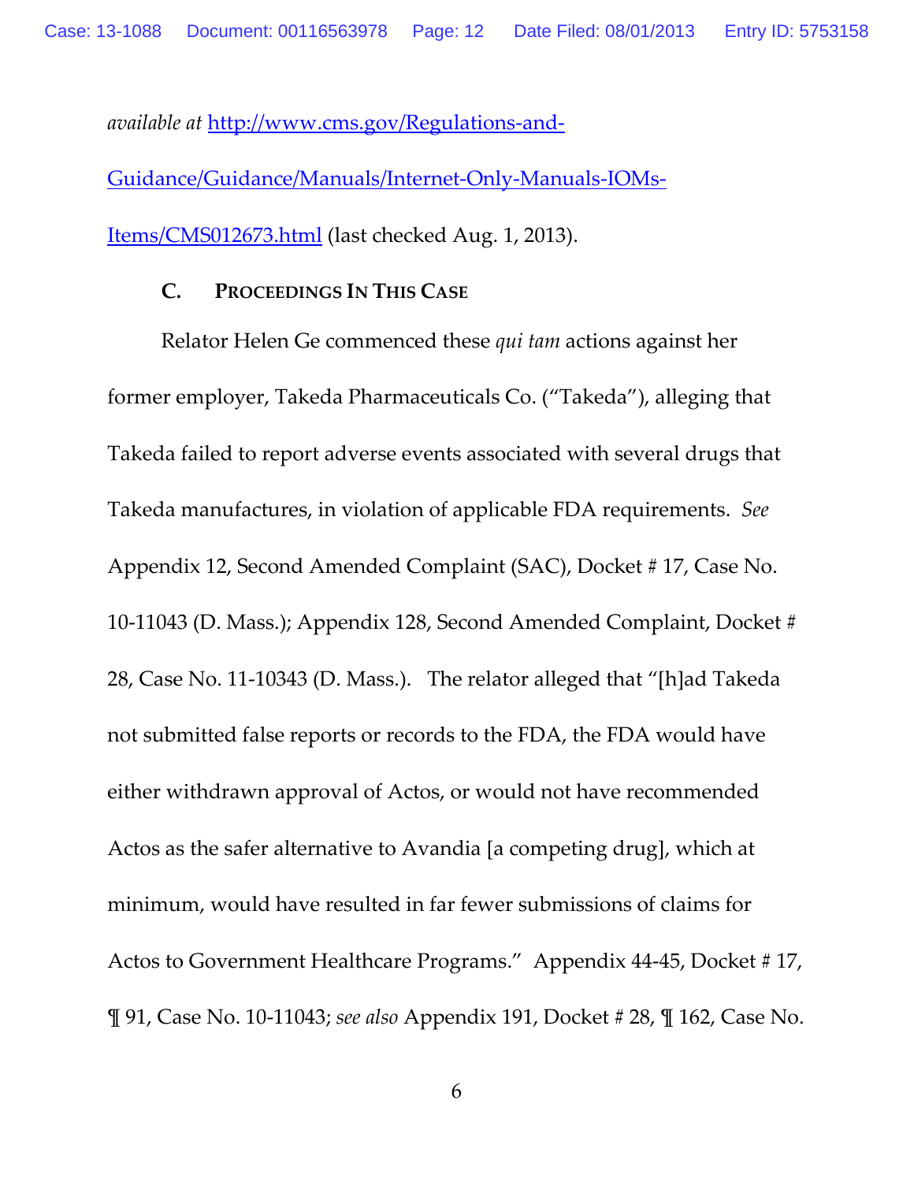*available at* [http://www.cms.gov/Regulations-and-Guidance/Guidance/Manuals/Internet-Only-Manuals-IOMs-Items/CMS012673.html](http://www.cms.gov/Regulations-and-Guidance/Guidance/Manuals/Internet-Only-Manuals-IOMs-Items/CMS012673.html) (last checked Aug. 1, 2013).

### C. PROCEEDINGS IN THIS CASE

Relator Helen Ge commenced these *qui tam* actions against her former employer, Takeda Pharmaceuticals Co. ("Takeda"), alleging that Takeda failed to report adverse events associated with several drugs that Takeda manufactures, in violation of applicable FDA requirements. *See* Appendix 12, Second Amended Complaint (SAC), Docket # 17, Case No. 10-11043 (D. Mass.); Appendix 128, Second Amended Complaint, Docket # 28, Case No. 11-10343 (D. Mass.). The relator alleged that "[h]ad Takeda not submitted false reports or records to the FDA, the FDA would have either withdrawn approval of Actos, or would not have recommended Actos as the safer alternative to Avandia [a competing drug], which at minimum, would have resulted in far fewer submissions of claims for Actos to Government Healthcare Programs." Appendix 44-45, Docket # 17, ¶ 91, Case No. 10-11043; *see also* Appendix 191, Docket # 28, ¶ 162, Case No.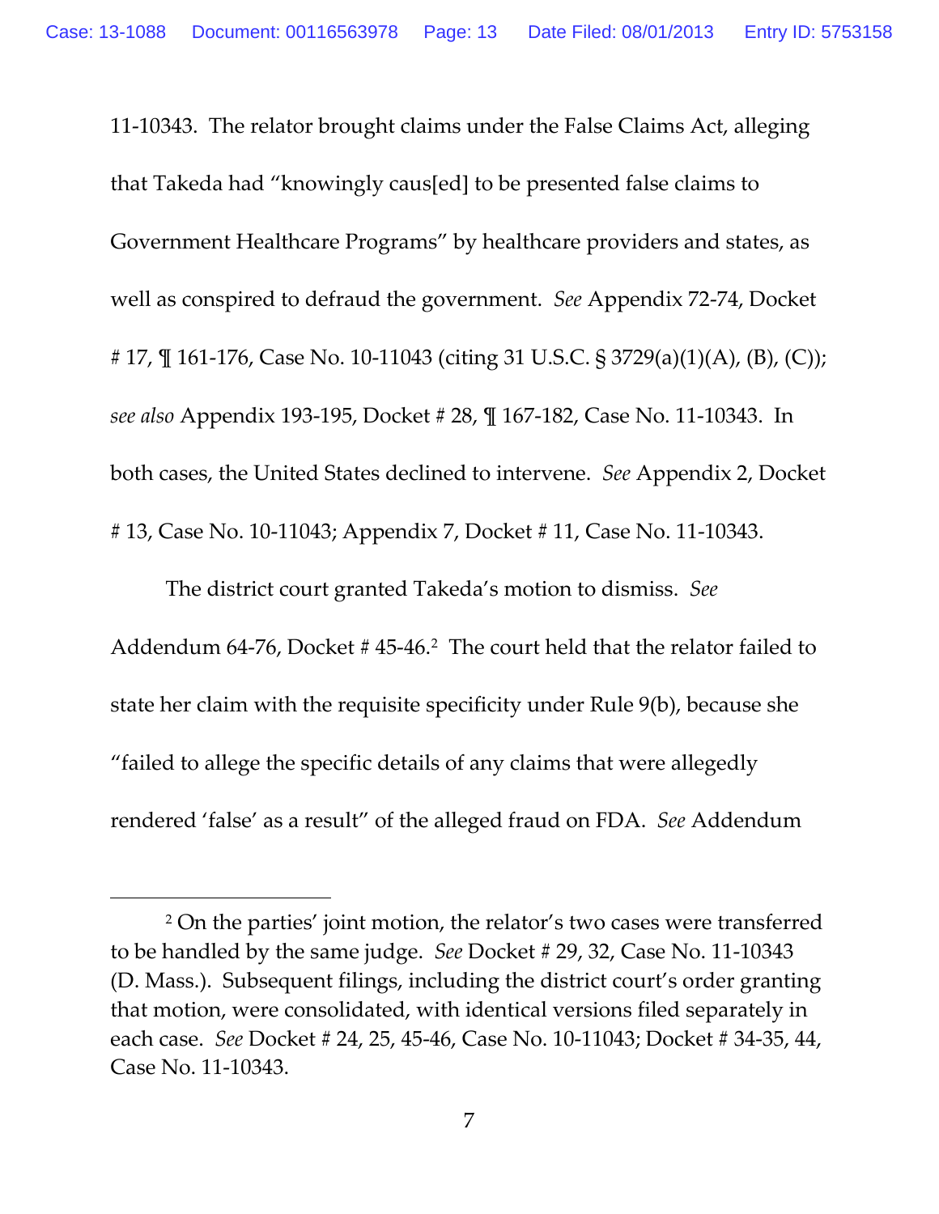11-10343. The relator brought claims under the False Claims Act, alleging that Takeda had "knowingly caus[ed] to be presented false claims to Government Healthcare Programs" by healthcare providers and states, as well as conspired to defraud the government. *See* Appendix 72-74, Docket # 17, ¶ 161-176, Case No. 10-11043 (citing 31 U.S.C. § 3729(a)(1)(A), (B), (C)); *see also* Appendix 193-195, Docket # 28, ¶ 167-182, Case No. 11-10343. In both cases, the United States declined to intervene. *See* Appendix 2, Docket # 13, Case No. 10-11043; Appendix 7, Docket # 11, Case No. 11-10343.

The district court granted Takeda's motion to dismiss. *See* Addendum 64-76, Docket # 45-46.[2] The court held that the relator failed to state her claim with the requisite specificity under Rule 9(b), because she "failed to allege the specific details of any claims that were allegedly rendered 'false' as a result" of the alleged fraud on FDA. *See* Addendum

---

[2] On the parties' joint motion, the relator's two cases were transferred to be handled by the same judge. *See* Docket # 29, 32, Case No. 11-10343 (D. Mass.). Subsequent filings, including the district court's order granting that motion, were consolidated, with identical versions filed separately in each case. *See* Docket # 24, 25, 45-46, Case No. 10-11043; Docket # 34-35, 44, Case No. 11-10343.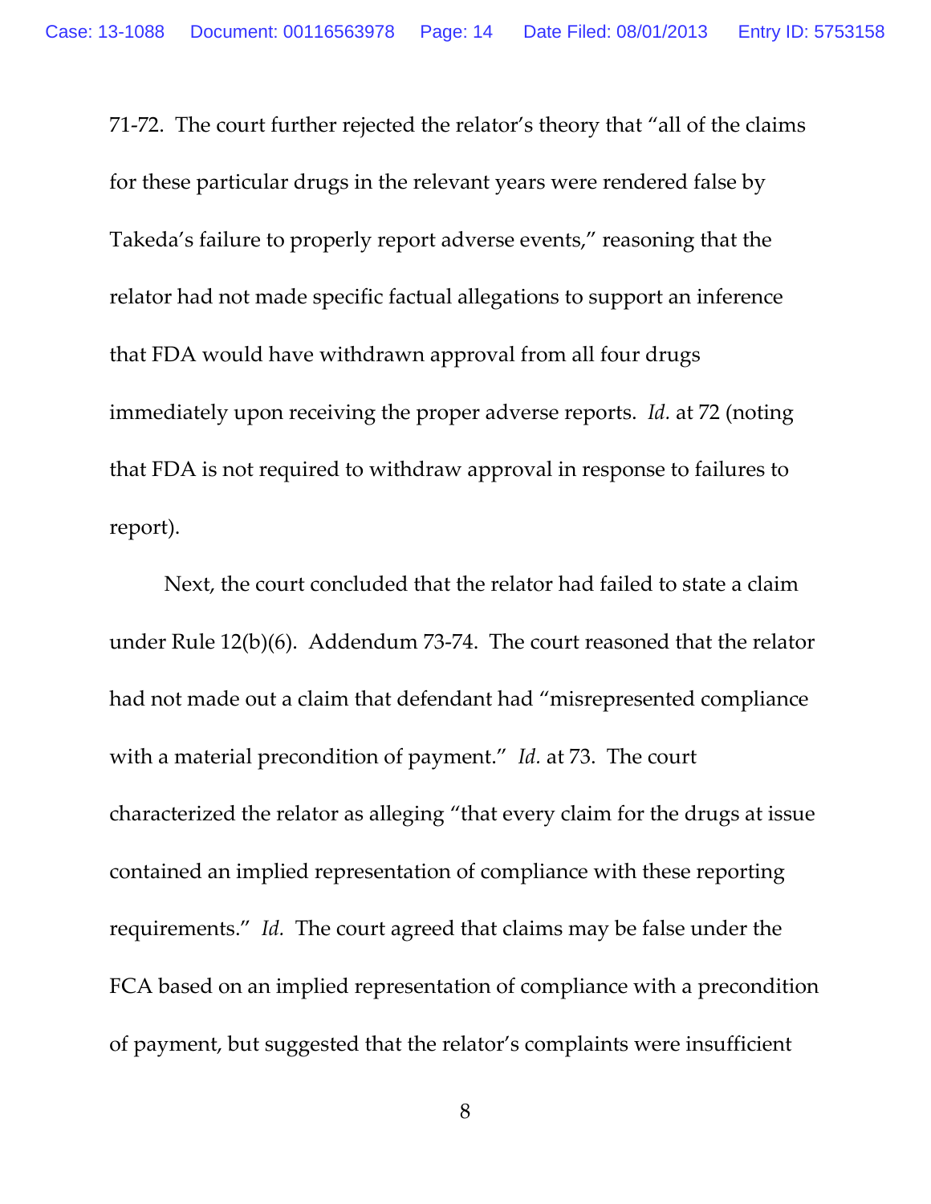71-72. The court further rejected the relator's theory that "all of the claims for these particular drugs in the relevant years were rendered false by Takeda's failure to properly report adverse events," reasoning that the relator had not made specific factual allegations to support an inference that FDA would have withdrawn approval from all four drugs immediately upon receiving the proper adverse reports. *Id.* at 72 (noting that FDA is not required to withdraw approval in response to failures to report).

Next, the court concluded that the relator had failed to state a claim under Rule 12(b)(6). Addendum 73-74. The court reasoned that the relator had not made out a claim that defendant had "misrepresented compliance with a material precondition of payment." *Id.* at 73. The court characterized the relator as alleging "that every claim for the drugs at issue contained an implied representation of compliance with these reporting requirements." *Id.* The court agreed that claims may be false under the FCA based on an implied representation of compliance with a precondition of payment, but suggested that the relator's complaints were insufficient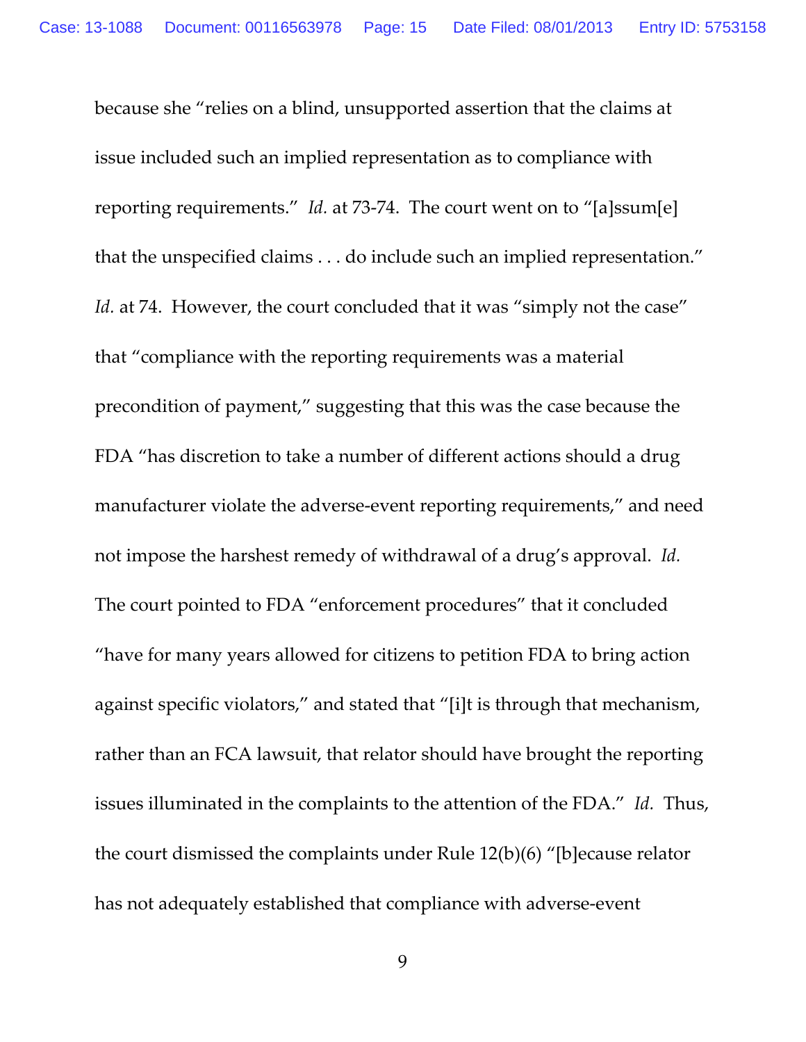because she "relies on a blind, unsupported assertion that the claims at issue included such an implied representation as to compliance with reporting requirements." *Id.* at 73-74. The court went on to "[a]ssum[e] that the unspecified claims . . . do include such an implied representation." *Id.* at 74. However, the court concluded that it was "simply not the case" that "compliance with the reporting requirements was a material precondition of payment," suggesting that this was the case because the FDA "has discretion to take a number of different actions should a drug manufacturer violate the adverse-event reporting requirements," and need not impose the harshest remedy of withdrawal of a drug's approval. *Id.* The court pointed to FDA "enforcement procedures" that it concluded "have for many years allowed for citizens to petition FDA to bring action against specific violators," and stated that "[i]t is through that mechanism, rather than an FCA lawsuit, that relator should have brought the reporting issues illuminated in the complaints to the attention of the FDA." *Id.* Thus, the court dismissed the complaints under Rule 12(b)(6) "[b]ecause relator has not adequately established that compliance with adverse-event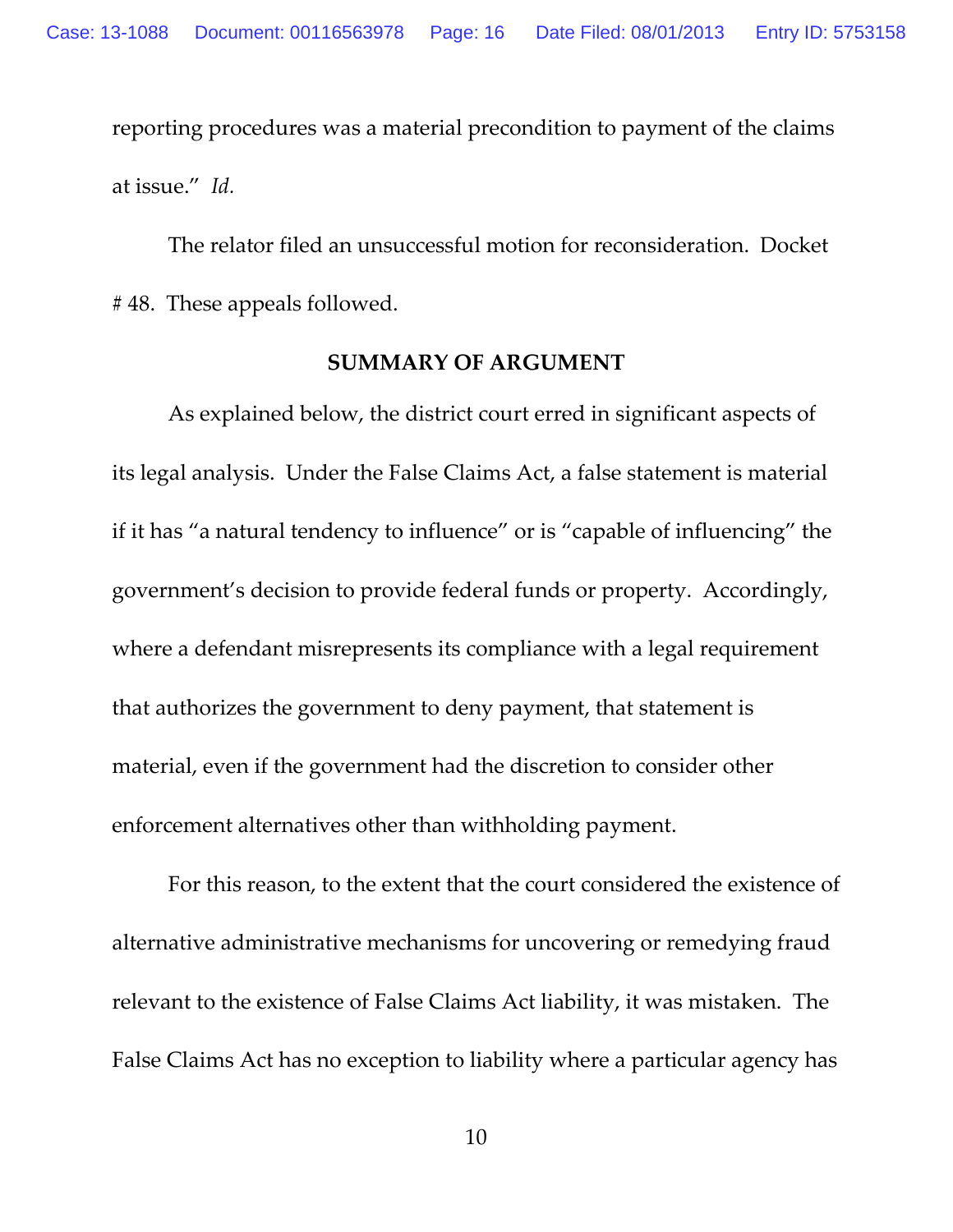reporting procedures was a material precondition to payment of the claims at issue." *Id.*

The relator filed an unsuccessful motion for reconsideration. Docket # 48. These appeals followed.

## SUMMARY OF ARGUMENT

As explained below, the district court erred in significant aspects of its legal analysis. Under the False Claims Act, a false statement is material if it has "a natural tendency to influence" or is "capable of influencing" the government's decision to provide federal funds or property. Accordingly, where a defendant misrepresents its compliance with a legal requirement that authorizes the government to deny payment, that statement is material, even if the government had the discretion to consider other enforcement alternatives other than withholding payment.

For this reason, to the extent that the court considered the existence of alternative administrative mechanisms for uncovering or remedying fraud relevant to the existence of False Claims Act liability, it was mistaken. The False Claims Act has no exception to liability where a particular agency has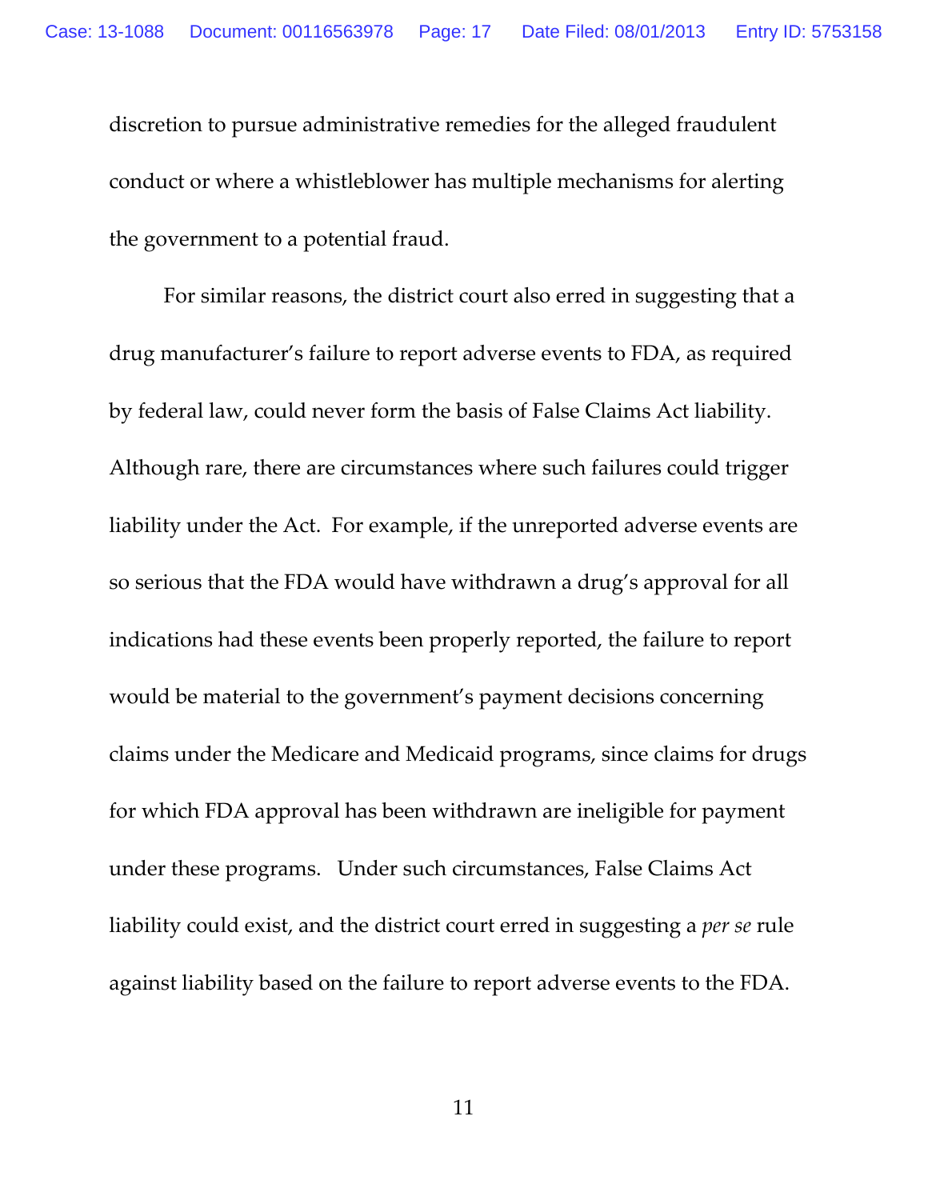discretion to pursue administrative remedies for the alleged fraudulent conduct or where a whistleblower has multiple mechanisms for alerting the government to a potential fraud.

For similar reasons, the district court also erred in suggesting that a drug manufacturer's failure to report adverse events to FDA, as required by federal law, could never form the basis of False Claims Act liability. Although rare, there are circumstances where such failures could trigger liability under the Act. For example, if the unreported adverse events are so serious that the FDA would have withdrawn a drug's approval for all indications had these events been properly reported, the failure to report would be material to the government's payment decisions concerning claims under the Medicare and Medicaid programs, since claims for drugs for which FDA approval has been withdrawn are ineligible for payment under these programs. Under such circumstances, False Claims Act liability could exist, and the district court erred in suggesting a *per se* rule against liability based on the failure to report adverse events to the FDA.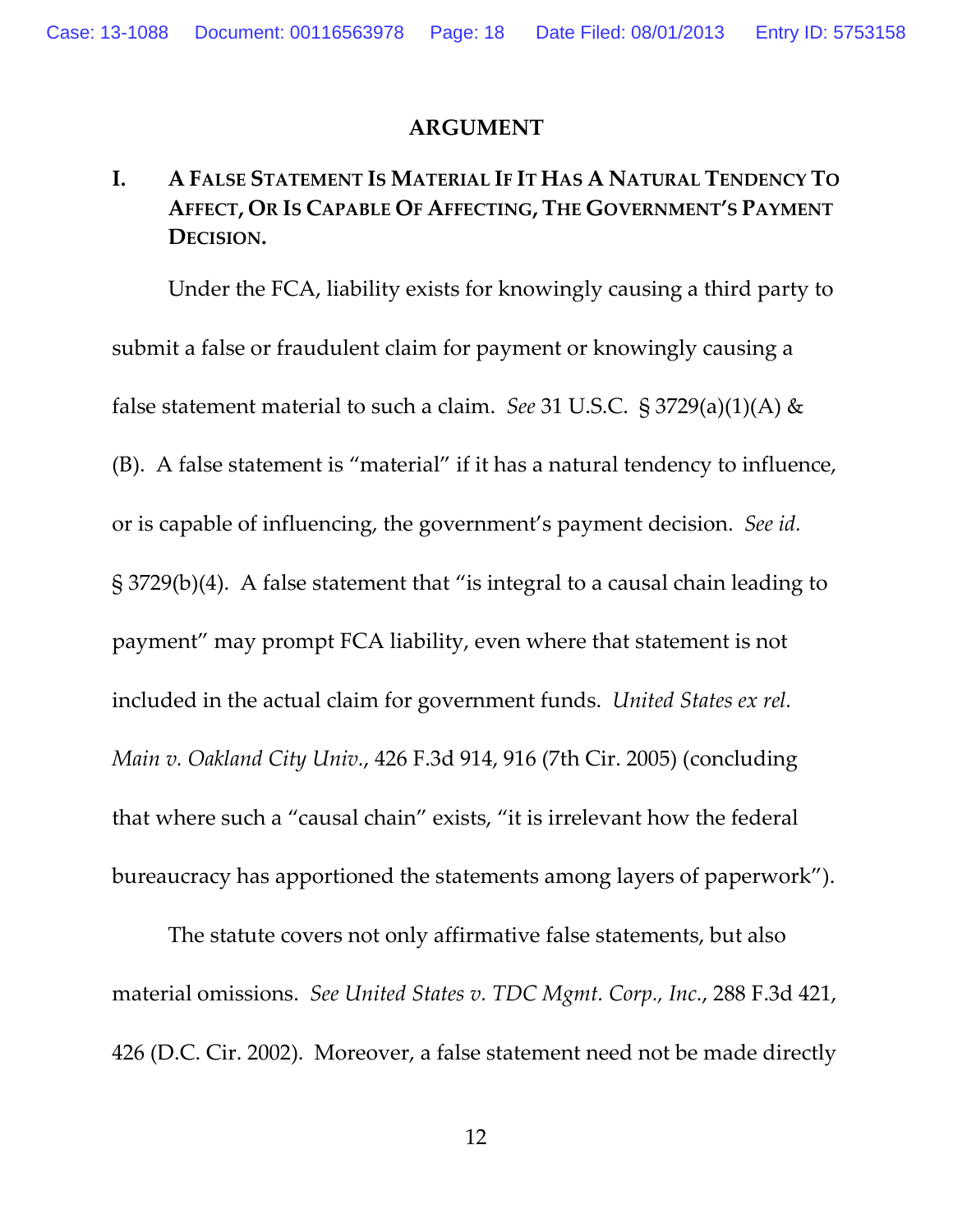## ARGUMENT

### I. A False Statement Is Material If It Has A Natural Tendency To Affect, Or Is Capable Of Affecting, The Government's Payment Decision.

Under the FCA, liability exists for knowingly causing a third party to submit a false or fraudulent claim for payment or knowingly causing a false statement material to such a claim. *See* 31 U.S.C. § 3729(a)(1)(A) & (B). A false statement is "material" if it has a natural tendency to influence, or is capable of influencing, the government's payment decision. *See id.* § 3729(b)(4). A false statement that "is integral to a causal chain leading to payment" may prompt FCA liability, even where that statement is not included in the actual claim for government funds. *United States ex rel. Main v. Oakland City Univ.*, 426 F.3d 914, 916 (7th Cir. 2005) (concluding that where such a "causal chain" exists, "it is irrelevant how the federal bureaucracy has apportioned the statements among layers of paperwork").

The statute covers not only affirmative false statements, but also material omissions. *See United States v. TDC Mgmt. Corp., Inc.*, 288 F.3d 421, 426 (D.C. Cir. 2002). Moreover, a false statement need not be made directly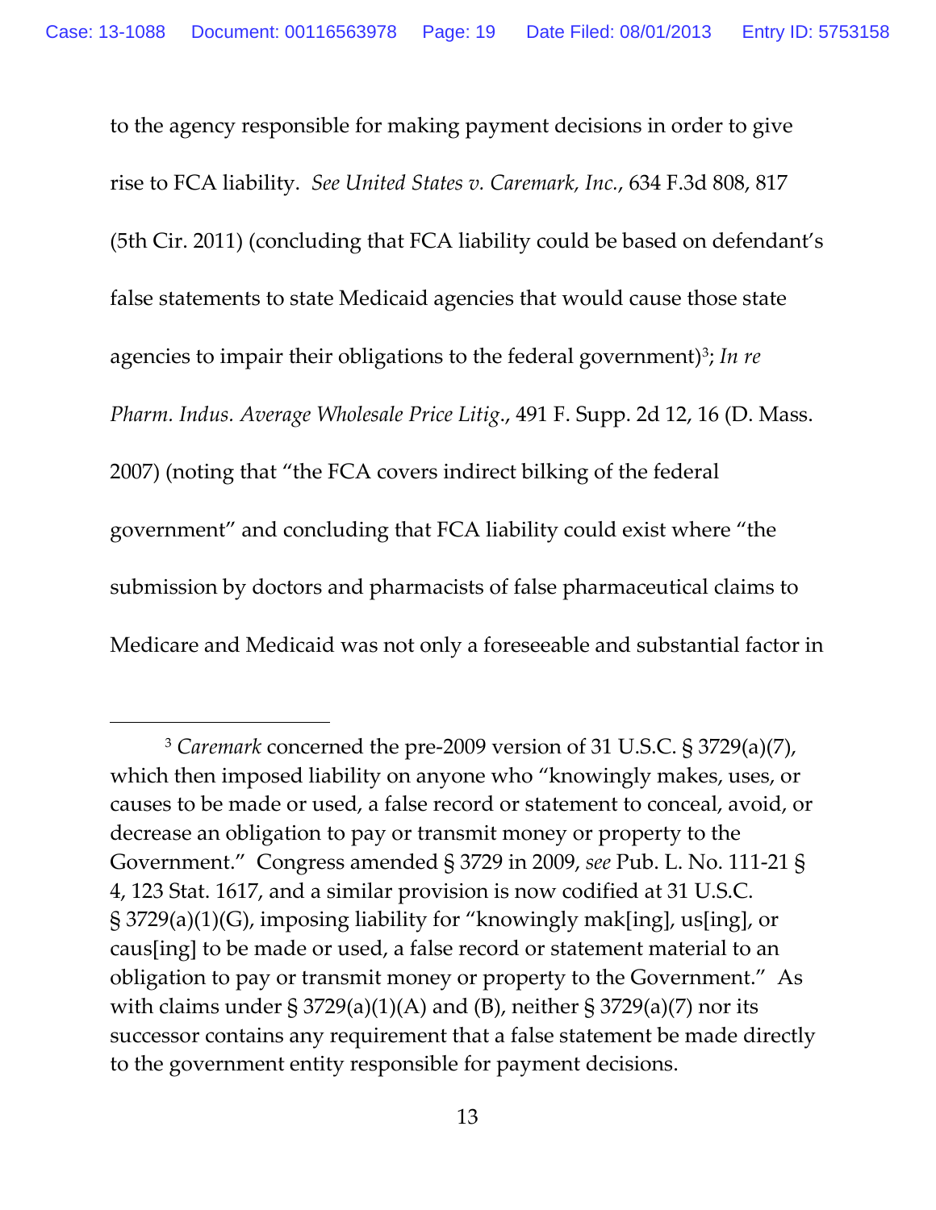to the agency responsible for making payment decisions in order to give rise to FCA liability. *See United States v. Caremark, Inc.*, 634 F.3d 808, 817 (5th Cir. 2011) (concluding that FCA liability could be based on defendant's false statements to state Medicaid agencies that would cause those state agencies to impair their obligations to the federal government)[3]; *In re Pharm. Indus. Average Wholesale Price Litig.*, 491 F. Supp. 2d 12, 16 (D. Mass. 2007) (noting that "the FCA covers indirect bilking of the federal government" and concluding that FCA liability could exist where "the submission by doctors and pharmacists of false pharmaceutical claims to Medicare and Medicaid was not only a foreseeable and substantial factor in

---

[3] *Caremark* concerned the pre-2009 version of 31 U.S.C. § 3729(a)(7), which then imposed liability on anyone who "knowingly makes, uses, or causes to be made or used, a false record or statement to conceal, avoid, or decrease an obligation to pay or transmit money or property to the Government." Congress amended § 3729 in 2009, *see* Pub. L. No. 111-21 § 4, 123 Stat. 1617, and a similar provision is now codified at 31 U.S.C. § 3729(a)(1)(G), imposing liability for "knowingly mak[ing], us[ing], or caus[ing] to be made or used, a false record or statement material to an obligation to pay or transmit money or property to the Government." As with claims under § 3729(a)(1)(A) and (B), neither § 3729(a)(7) nor its successor contains any requirement that a false statement be made directly to the government entity responsible for payment decisions.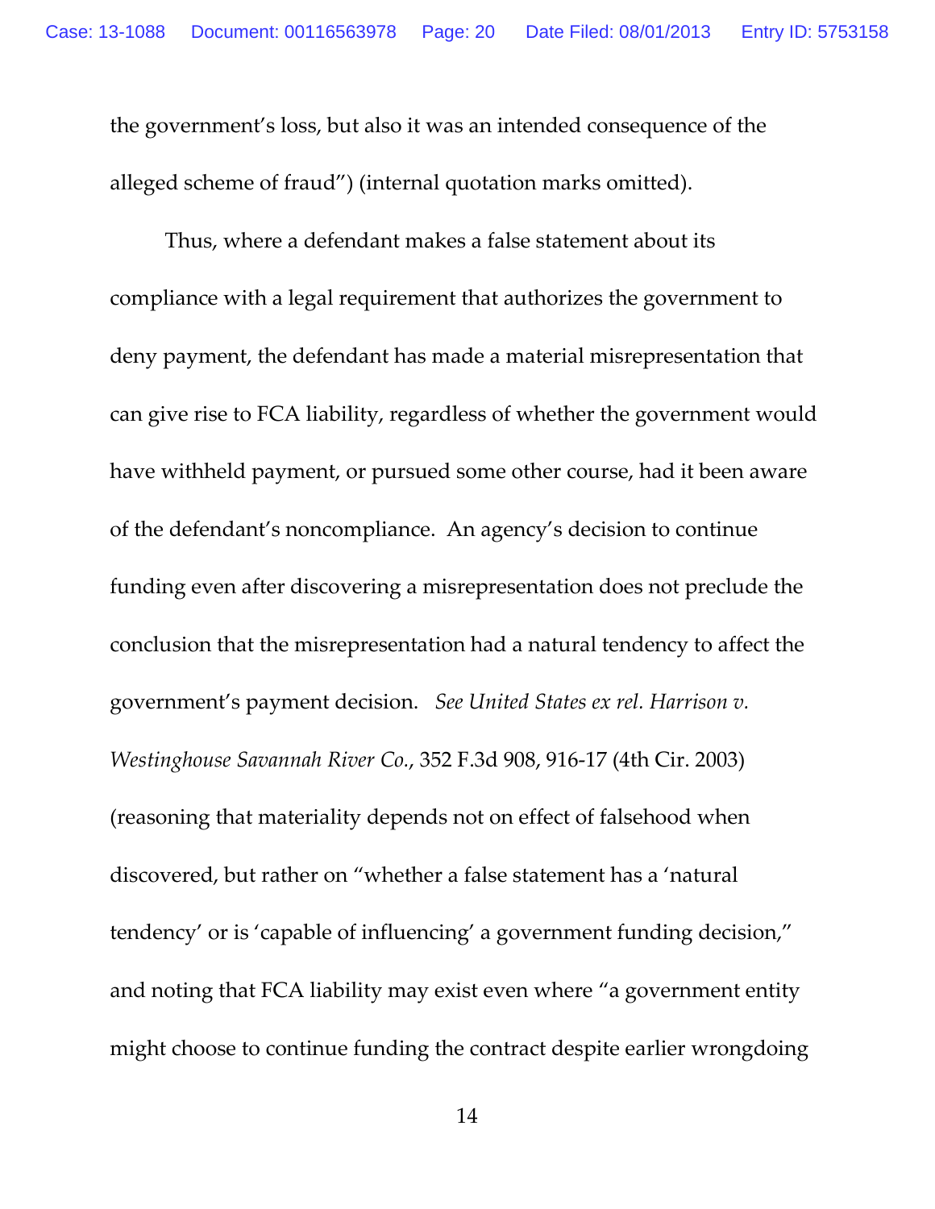the government's loss, but also it was an intended consequence of the alleged scheme of fraud") (internal quotation marks omitted).

Thus, where a defendant makes a false statement about its compliance with a legal requirement that authorizes the government to deny payment, the defendant has made a material misrepresentation that can give rise to FCA liability, regardless of whether the government would have withheld payment, or pursued some other course, had it been aware of the defendant's noncompliance. An agency's decision to continue funding even after discovering a misrepresentation does not preclude the conclusion that the misrepresentation had a natural tendency to affect the government's payment decision. *See United States ex rel. Harrison v. Westinghouse Savannah River Co.*, 352 F.3d 908, 916-17 (4th Cir. 2003) (reasoning that materiality depends not on effect of falsehood when discovered, but rather on "whether a false statement has a 'natural tendency' or is 'capable of influencing' a government funding decision," and noting that FCA liability may exist even where "a government entity might choose to continue funding the contract despite earlier wrongdoing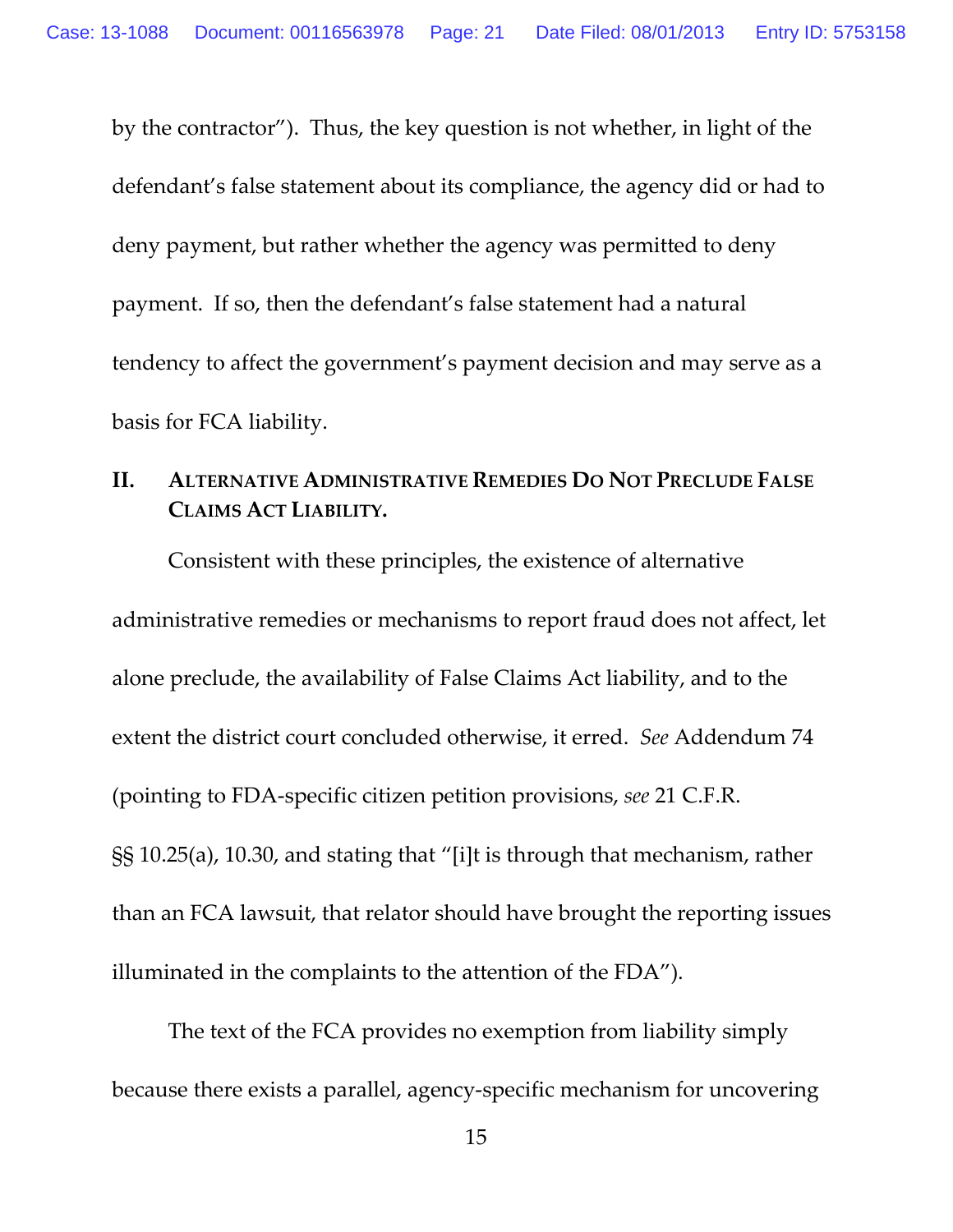by the contractor"). Thus, the key question is not whether, in light of the defendant's false statement about its compliance, the agency did or had to deny payment, but rather whether the agency was permitted to deny payment. If so, then the defendant's false statement had a natural tendency to affect the government's payment decision and may serve as a basis for FCA liability.

## II. Alternative Administrative Remedies Do Not Preclude False Claims Act Liability.

Consistent with these principles, the existence of alternative administrative remedies or mechanisms to report fraud does not affect, let alone preclude, the availability of False Claims Act liability, and to the extent the district court concluded otherwise, it erred. *See* Addendum 74 (pointing to FDA-specific citizen petition provisions, *see* 21 C.F.R. §§ 10.25(a), 10.30, and stating that "[i]t is through that mechanism, rather than an FCA lawsuit, that relator should have brought the reporting issues illuminated in the complaints to the attention of the FDA").

The text of the FCA provides no exemption from liability simply because there exists a parallel, agency-specific mechanism for uncovering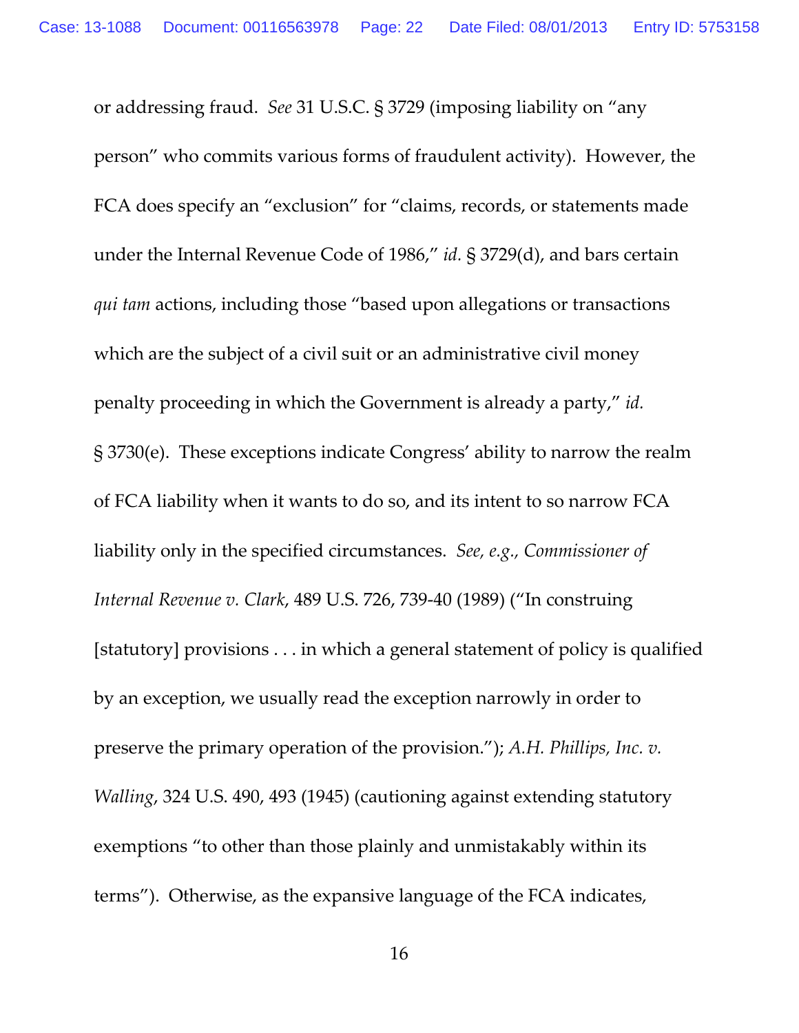or addressing fraud. *See* 31 U.S.C. § 3729 (imposing liability on "any person" who commits various forms of fraudulent activity). However, the FCA does specify an "exclusion" for "claims, records, or statements made under the Internal Revenue Code of 1986," *id.* § 3729(d), and bars certain *qui tam* actions, including those "based upon allegations or transactions which are the subject of a civil suit or an administrative civil money penalty proceeding in which the Government is already a party," *id.* § 3730(e). These exceptions indicate Congress' ability to narrow the realm of FCA liability when it wants to do so, and its intent to so narrow FCA liability only in the specified circumstances. *See, e.g., Commissioner of Internal Revenue v. Clark*, 489 U.S. 726, 739-40 (1989) ("In construing [statutory] provisions . . . in which a general statement of policy is qualified by an exception, we usually read the exception narrowly in order to preserve the primary operation of the provision."); *A.H. Phillips, Inc. v. Walling*, 324 U.S. 490, 493 (1945) (cautioning against extending statutory exemptions "to other than those plainly and unmistakably within its terms"). Otherwise, as the expansive language of the FCA indicates,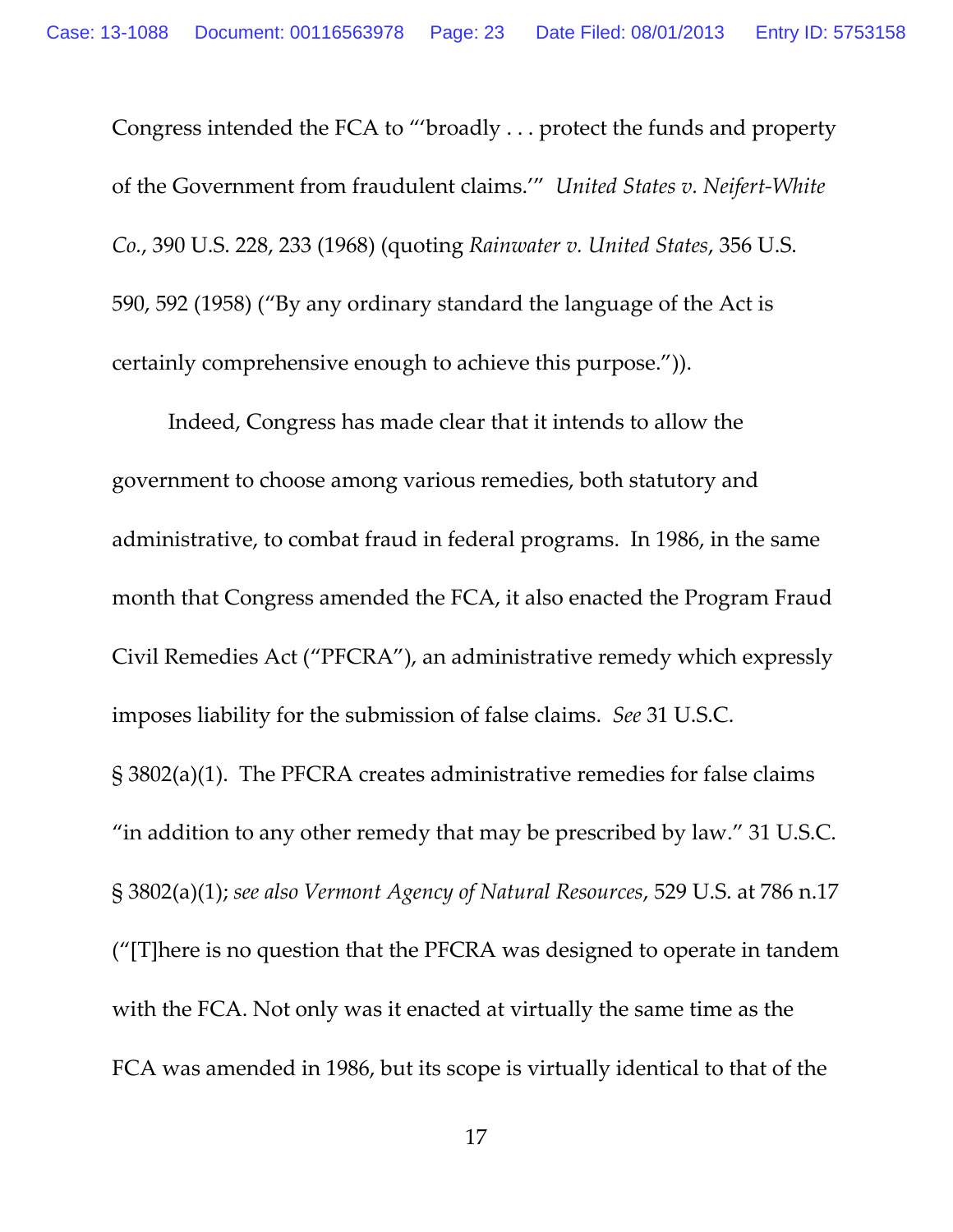Congress intended the FCA to "'broadly . . . protect the funds and property of the Government from fraudulent claims.'" *United States v. Neifert-White Co.*, 390 U.S. 228, 233 (1968) (quoting *Rainwater v. United States*, 356 U.S. 590, 592 (1958) ("By any ordinary standard the language of the Act is certainly comprehensive enough to achieve this purpose.")).

Indeed, Congress has made clear that it intends to allow the government to choose among various remedies, both statutory and administrative, to combat fraud in federal programs. In 1986, in the same month that Congress amended the FCA, it also enacted the Program Fraud Civil Remedies Act ("PFCRA"), an administrative remedy which expressly imposes liability for the submission of false claims. *See* 31 U.S.C. § 3802(a)(1). The PFCRA creates administrative remedies for false claims "in addition to any other remedy that may be prescribed by law." 31 U.S.C. § 3802(a)(1); *see also Vermont Agency of Natural Resources*, 529 U.S. at 786 n.17 ("[T]here is no question that the PFCRA was designed to operate in tandem with the FCA. Not only was it enacted at virtually the same time as the FCA was amended in 1986, but its scope is virtually identical to that of the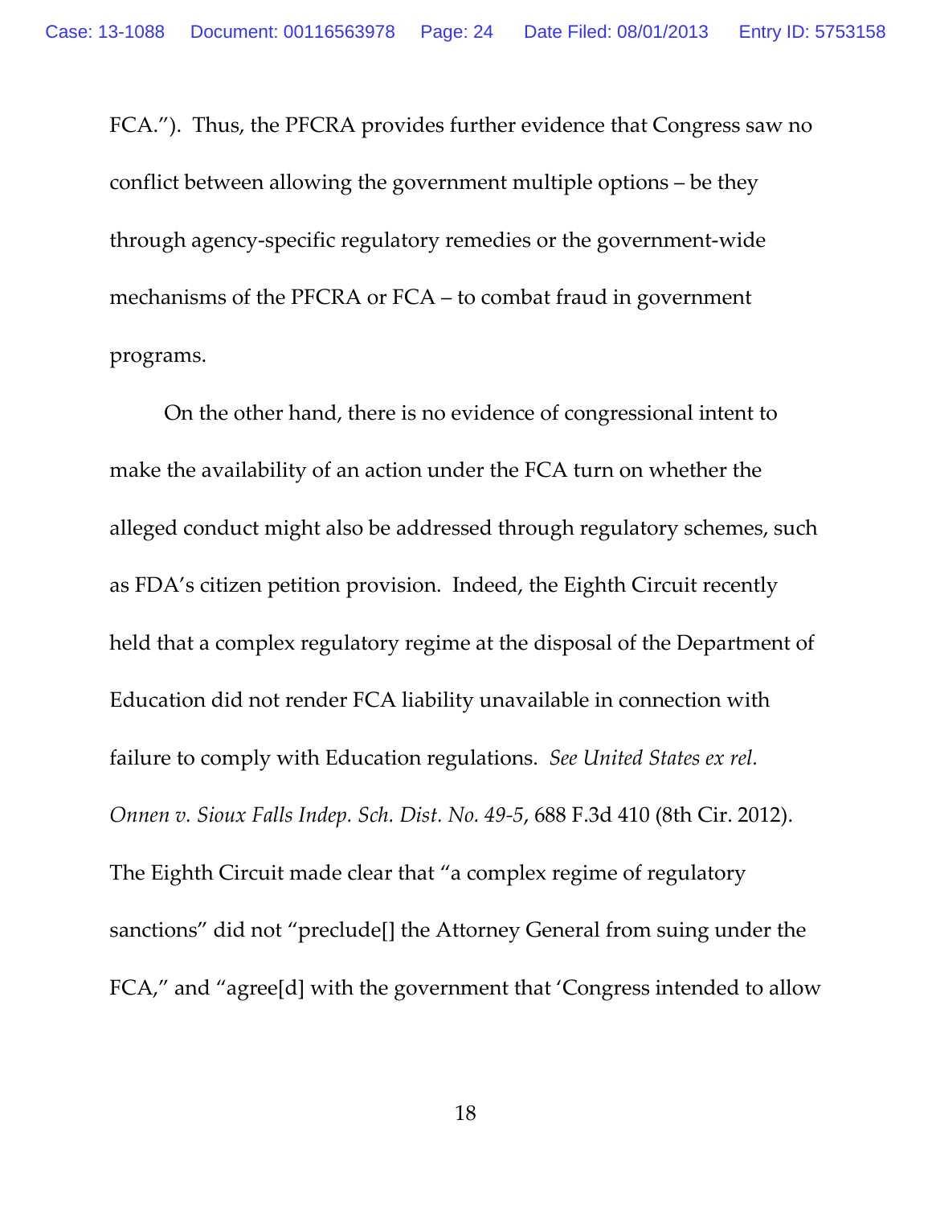FCA."). Thus, the PFCRA provides further evidence that Congress saw no conflict between allowing the government multiple options – be they through agency-specific regulatory remedies or the government-wide mechanisms of the PFCRA or FCA – to combat fraud in government programs.

On the other hand, there is no evidence of congressional intent to make the availability of an action under the FCA turn on whether the alleged conduct might also be addressed through regulatory schemes, such as FDA's citizen petition provision. Indeed, the Eighth Circuit recently held that a complex regulatory regime at the disposal of the Department of Education did not render FCA liability unavailable in connection with failure to comply with Education regulations. *See United States ex rel. Onnen v. Sioux Falls Indep. Sch. Dist. No. 49-5*, 688 F.3d 410 (8th Cir. 2012). The Eighth Circuit made clear that "a complex regime of regulatory sanctions" did not "preclude[] the Attorney General from suing under the FCA," and "agree[d] with the government that 'Congress intended to allow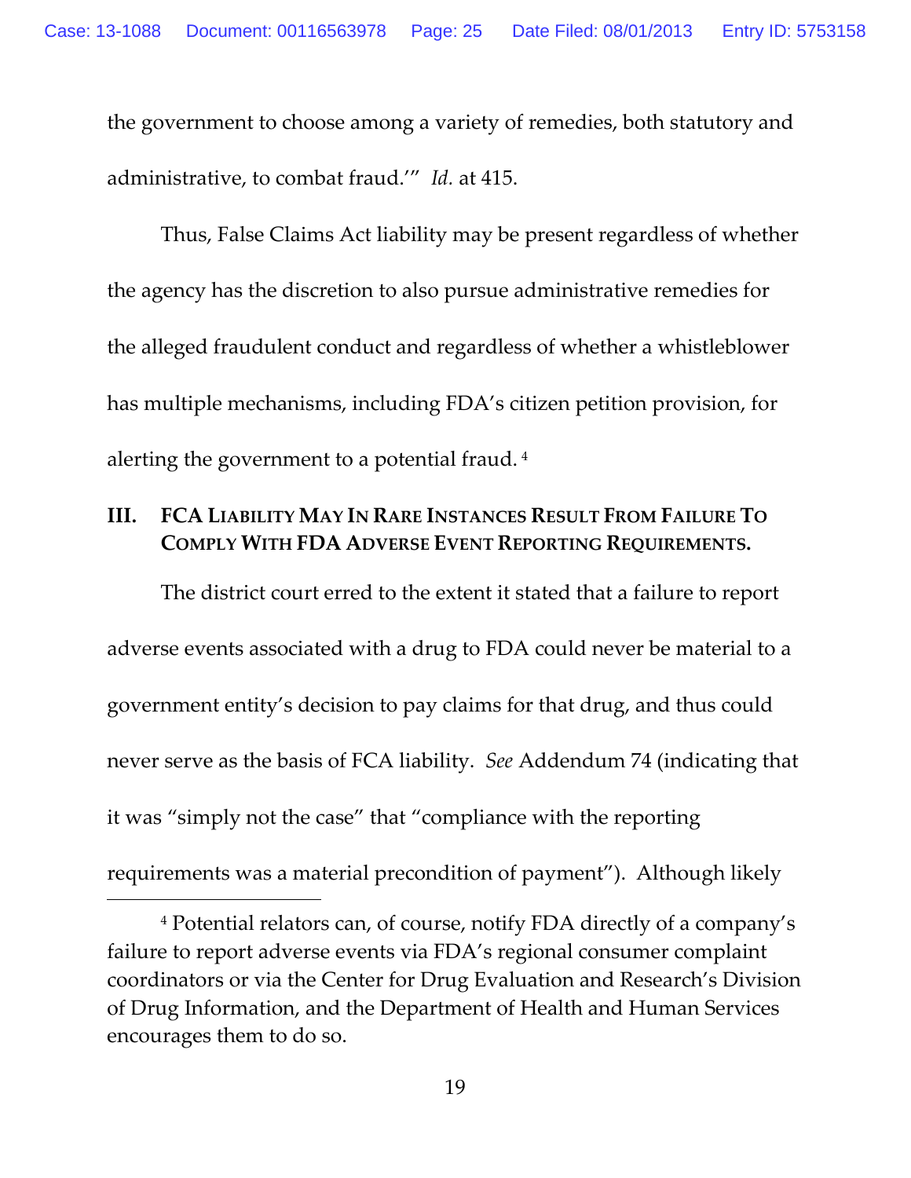the government to choose among a variety of remedies, both statutory and administrative, to combat fraud.'" *Id.* at 415.

Thus, False Claims Act liability may be present regardless of whether the agency has the discretion to also pursue administrative remedies for the alleged fraudulent conduct and regardless of whether a whistleblower has multiple mechanisms, including FDA's citizen petition provision, for alerting the government to a potential fraud. [4]

## III. FCA Liability May In Rare Instances Result From Failure To Comply With FDA Adverse Event Reporting Requirements.

The district court erred to the extent it stated that a failure to report adverse events associated with a drug to FDA could never be material to a government entity's decision to pay claims for that drug, and thus could never serve as the basis of FCA liability. *See* Addendum 74 (indicating that it was "simply not the case" that "compliance with the reporting requirements was a material precondition of payment"). Although likely

---

[4] Potential relators can, of course, notify FDA directly of a company's failure to report adverse events via FDA's regional consumer complaint coordinators or via the Center for Drug Evaluation and Research's Division of Drug Information, and the Department of Health and Human Services encourages them to do so.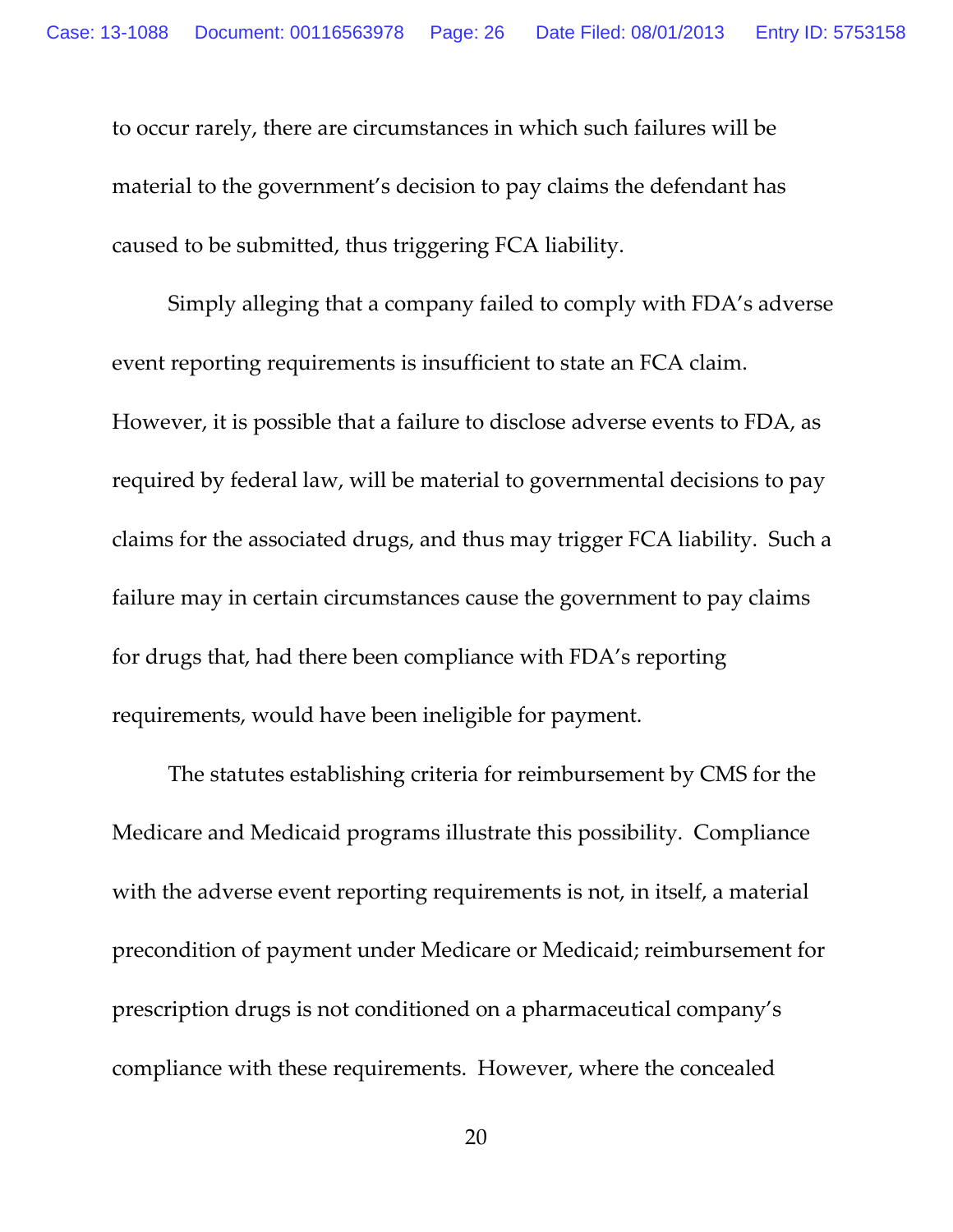to occur rarely, there are circumstances in which such failures will be material to the government's decision to pay claims the defendant has caused to be submitted, thus triggering FCA liability.

Simply alleging that a company failed to comply with FDA's adverse event reporting requirements is insufficient to state an FCA claim. However, it is possible that a failure to disclose adverse events to FDA, as required by federal law, will be material to governmental decisions to pay claims for the associated drugs, and thus may trigger FCA liability. Such a failure may in certain circumstances cause the government to pay claims for drugs that, had there been compliance with FDA's reporting requirements, would have been ineligible for payment.

The statutes establishing criteria for reimbursement by CMS for the Medicare and Medicaid programs illustrate this possibility. Compliance with the adverse event reporting requirements is not, in itself, a material precondition of payment under Medicare or Medicaid; reimbursement for prescription drugs is not conditioned on a pharmaceutical company's compliance with these requirements. However, where the concealed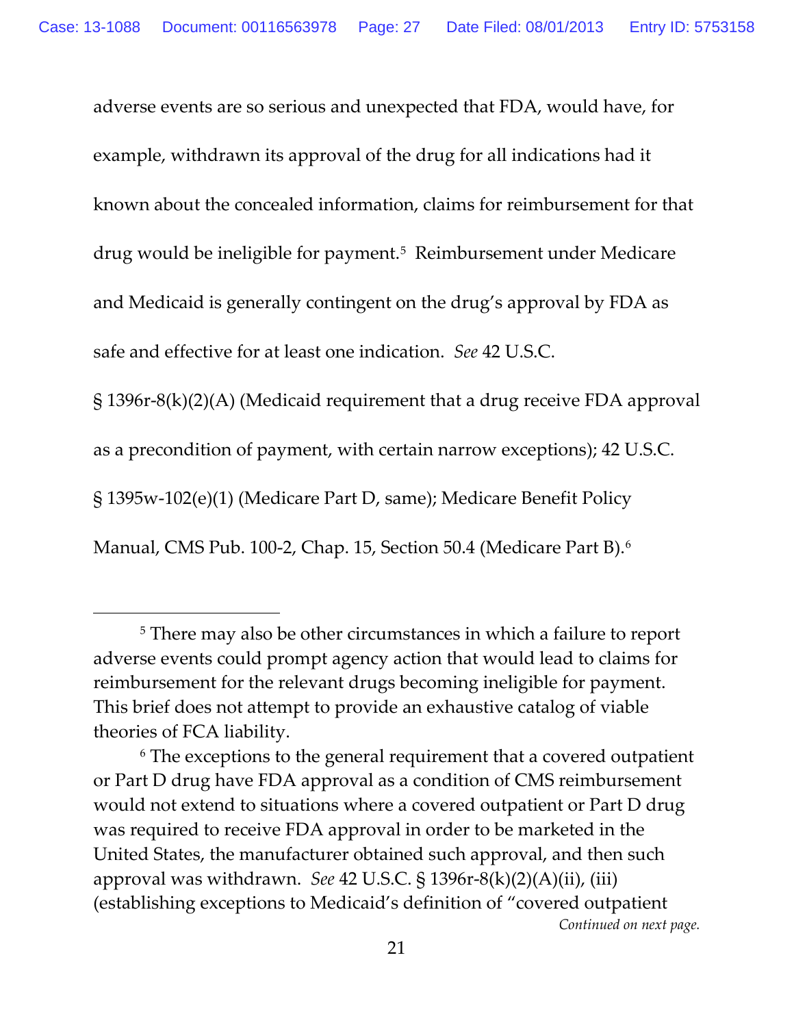adverse events are so serious and unexpected that FDA, would have, for example, withdrawn its approval of the drug for all indications had it known about the concealed information, claims for reimbursement for that drug would be ineligible for payment.[5] Reimbursement under Medicare and Medicaid is generally contingent on the drug's approval by FDA as safe and effective for at least one indication. *See* 42 U.S.C. § 1396r-8(k)(2)(A) (Medicaid requirement that a drug receive FDA approval as a precondition of payment, with certain narrow exceptions); 42 U.S.C. § 1395w-102(e)(1) (Medicare Part D, same); Medicare Benefit Policy Manual, CMS Pub. 100-2, Chap. 15, Section 50.4 (Medicare Part B).[6]

---

[5] There may also be other circumstances in which a failure to report adverse events could prompt agency action that would lead to claims for reimbursement for the relevant drugs becoming ineligible for payment. This brief does not attempt to provide an exhaustive catalog of viable theories of FCA liability.

[6] The exceptions to the general requirement that a covered outpatient or Part D drug have FDA approval as a condition of CMS reimbursement would not extend to situations where a covered outpatient or Part D drug was required to receive FDA approval in order to be marketed in the United States, the manufacturer obtained such approval, and then such approval was withdrawn. *See* 42 U.S.C. § 1396r-8(k)(2)(A)(ii), (iii) (establishing exceptions to Medicaid's definition of "covered outpatient

*Continued on next page.*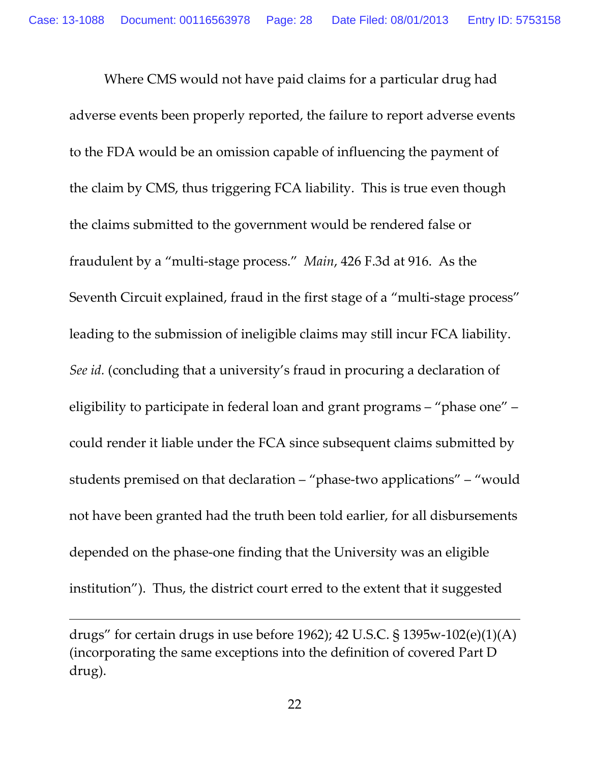Where CMS would not have paid claims for a particular drug had adverse events been properly reported, the failure to report adverse events to the FDA would be an omission capable of influencing the payment of the claim by CMS, thus triggering FCA liability. This is true even though the claims submitted to the government would be rendered false or fraudulent by a "multi-stage process." *Main*, 426 F.3d at 916. As the Seventh Circuit explained, fraud in the first stage of a "multi-stage process" leading to the submission of ineligible claims may still incur FCA liability. *See id.* (concluding that a university's fraud in procuring a declaration of eligibility to participate in federal loan and grant programs – "phase one" – could render it liable under the FCA since subsequent claims submitted by students premised on that declaration – "phase-two applications" – "would not have been granted had the truth been told earlier, for all disbursements depended on the phase-one finding that the University was an eligible institution"). Thus, the district court erred to the extent that it suggested

---

drugs" for certain drugs in use before 1962); 42 U.S.C. § 1395w-102(e)(1)(A) (incorporating the same exceptions into the definition of covered Part D drug).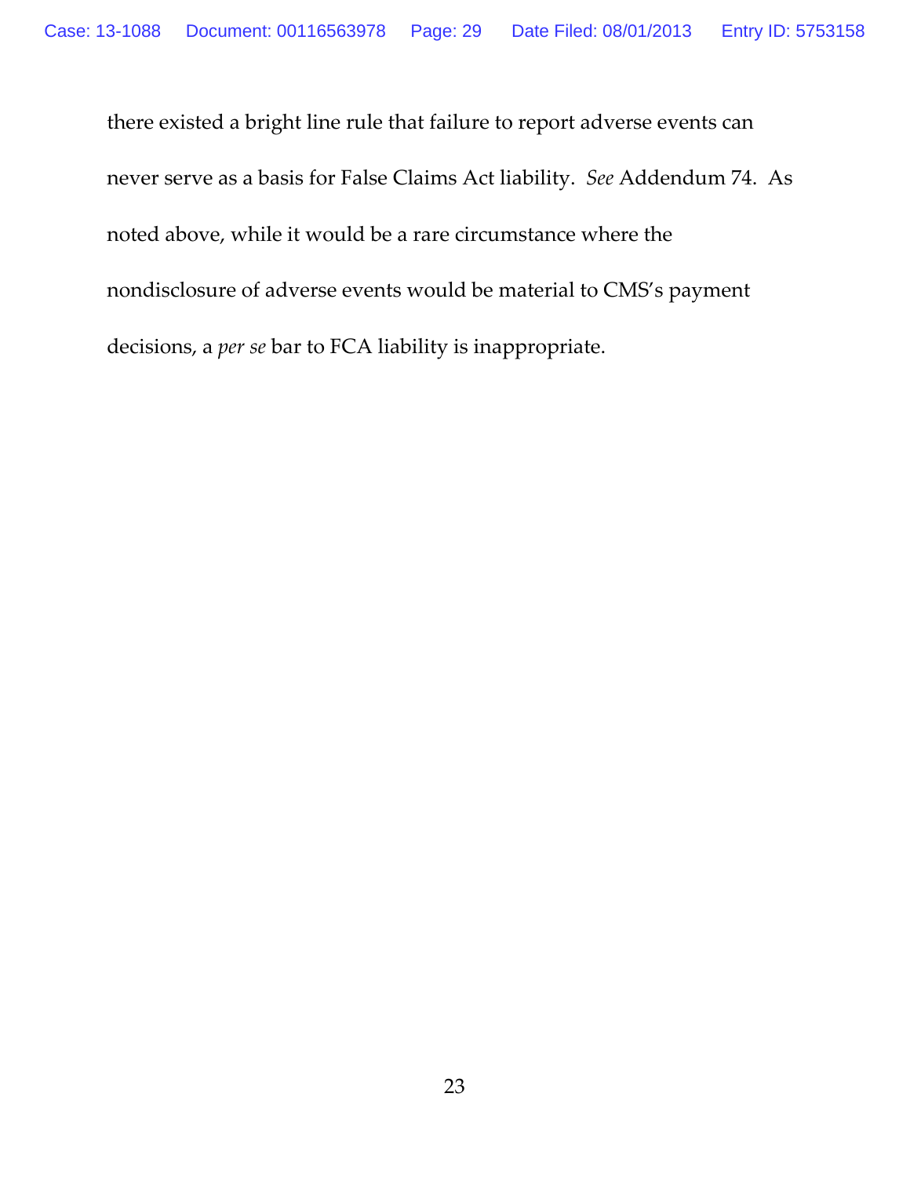there existed a bright line rule that failure to report adverse events can never serve as a basis for False Claims Act liability. *See* Addendum 74. As noted above, while it would be a rare circumstance where the nondisclosure of adverse events would be material to CMS's payment decisions, a *per se* bar to FCA liability is inappropriate.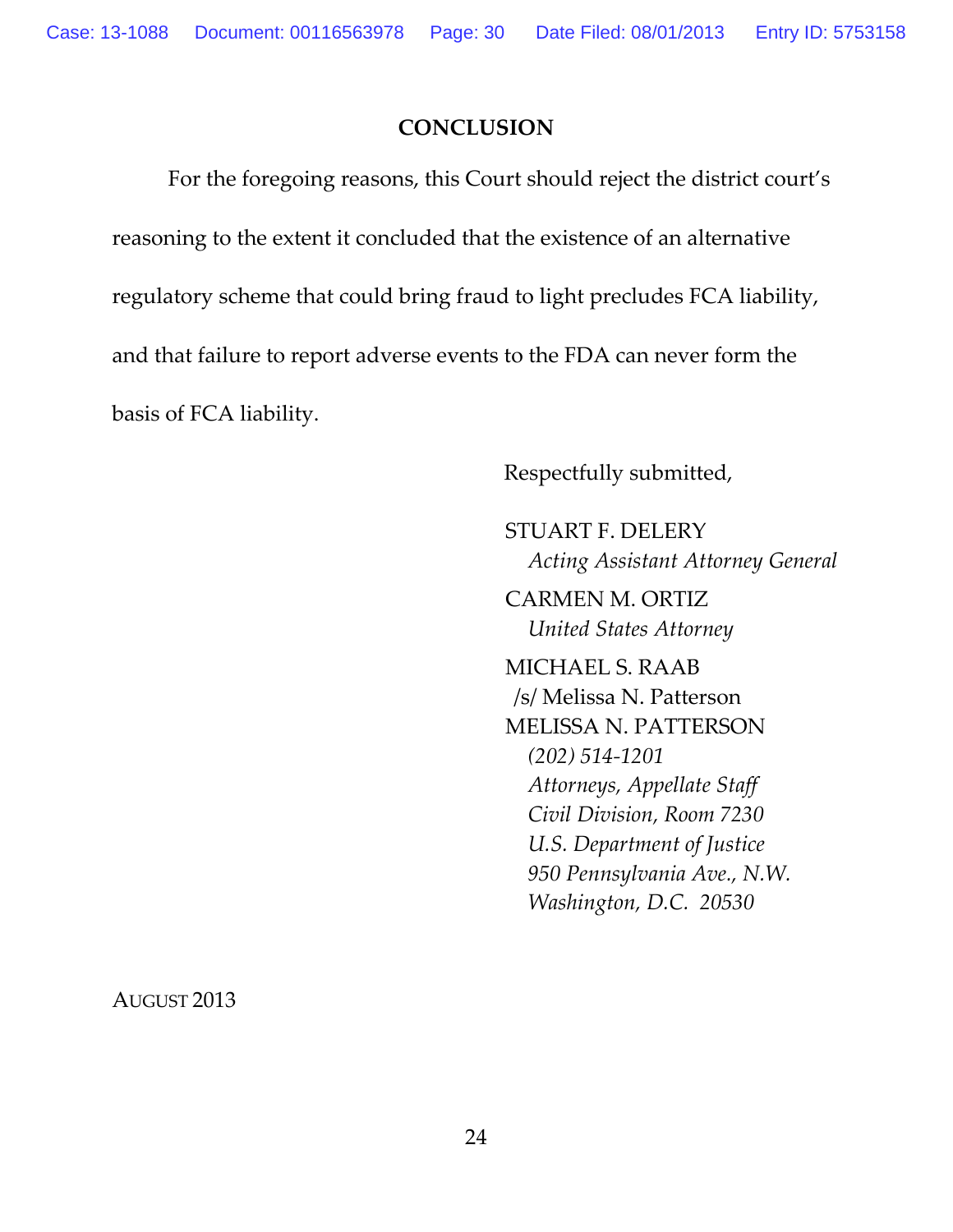## CONCLUSION

For the foregoing reasons, this Court should reject the district court's reasoning to the extent it concluded that the existence of an alternative regulatory scheme that could bring fraud to light precludes FCA liability, and that failure to report adverse events to the FDA can never form the basis of FCA liability.

Respectfully submitted,

STUART F. DELERY  
*Acting Assistant Attorney General*

CARMEN M. ORTIZ  
*United States Attorney*

MICHAEL S. RAAB  
/s/ Melissa N. Patterson  
MELISSA N. PATTERSON  
*(202) 514-1201*  
*Attorneys, Appellate Staff*  
*Civil Division, Room 7230*  
*U.S. Department of Justice*  
*950 Pennsylvania Ave., N.W.*  
*Washington, D.C. 20530*

AUGUST 2013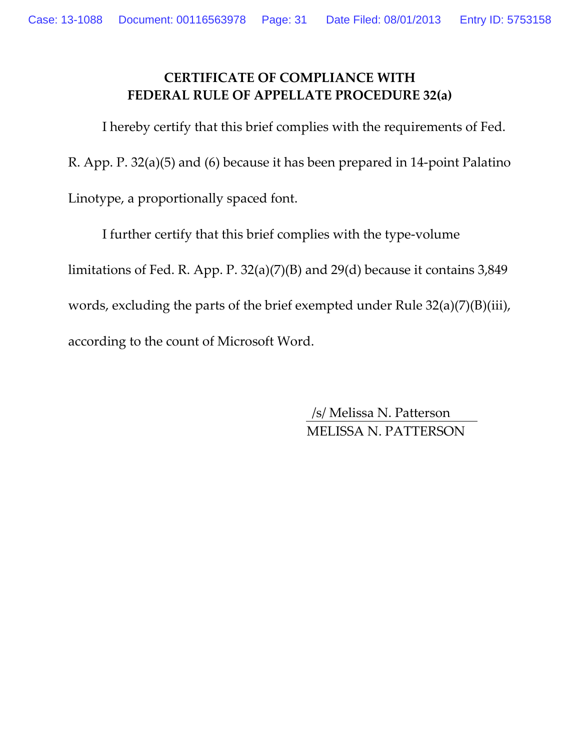## CERTIFICATE OF COMPLIANCE WITH FEDERAL RULE OF APPELLATE PROCEDURE 32(a)

I hereby certify that this brief complies with the requirements of Fed. R. App. P. 32(a)(5) and (6) because it has been prepared in 14-point Palatino Linotype, a proportionally spaced font.

I further certify that this brief complies with the type-volume limitations of Fed. R. App. P. 32(a)(7)(B) and 29(d) because it contains 3,849 words, excluding the parts of the brief exempted under Rule 32(a)(7)(B)(iii), according to the count of Microsoft Word.

/s/ Melissa N. Patterson
MELISSA N. PATTERSON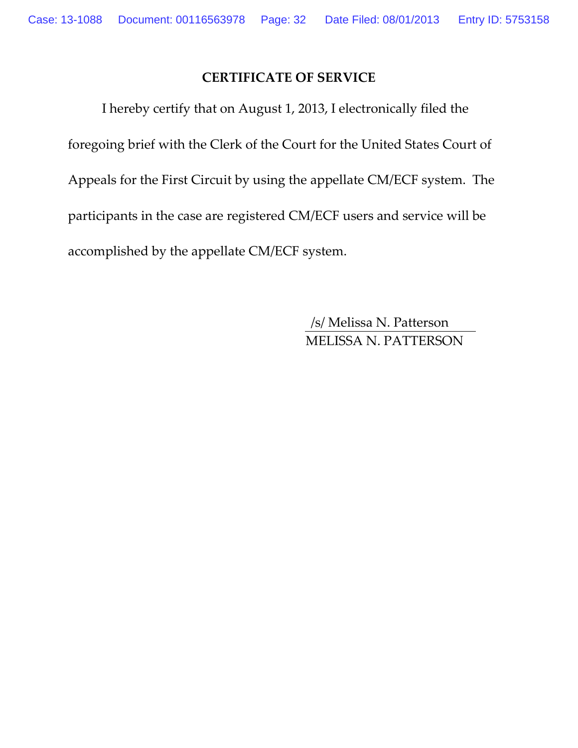## CERTIFICATE OF SERVICE

I hereby certify that on August 1, 2013, I electronically filed the foregoing brief with the Clerk of the Court for the United States Court of Appeals for the First Circuit by using the appellate CM/ECF system. The participants in the case are registered CM/ECF users and service will be accomplished by the appellate CM/ECF system.

/s/ Melissa N. Patterson
MELISSA N. PATTERSON